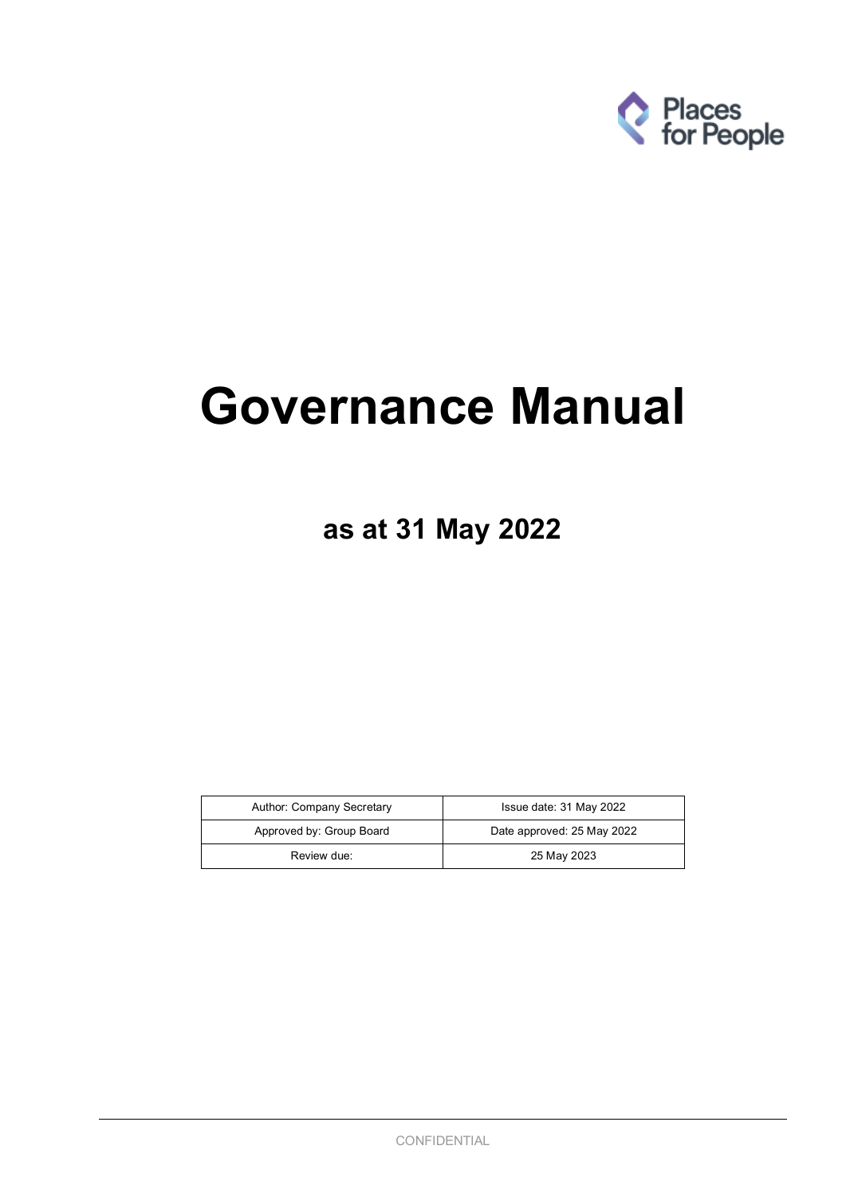Places for People

# Governance Manual

## as at 31 May 2022

| Author: Company Secretary | Issue date: 31 May 2022 |
|---|---|
| Approved by: Group Board | Date approved: 25 May 2022 |
| Review due: | 25 May 2023 |

CONFIDENTIAL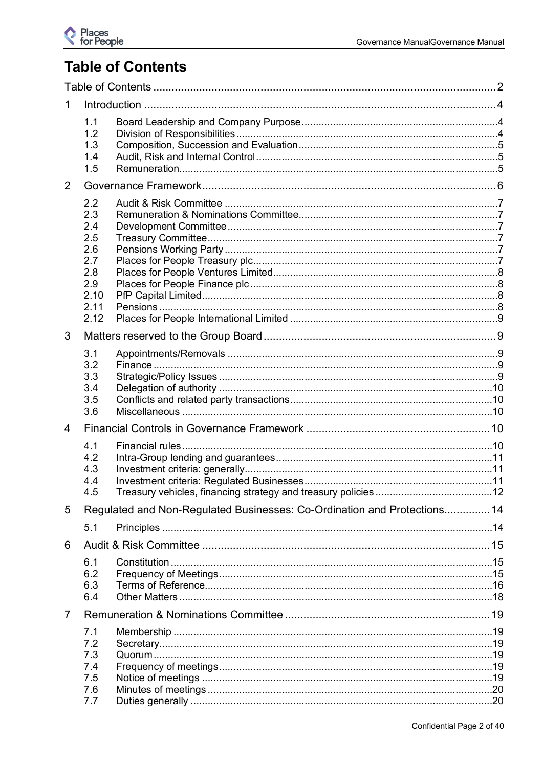# Table of Contents

Table of Contents ..... 2

1 Introduction ..... 4
- 1.1 Board Leadership and Company Purpose ..... 4
- 1.2 Division of Responsibilities ..... 4
- 1.3 Composition, Succession and Evaluation ..... 5
- 1.4 Audit, Risk and Internal Control ..... 5
- 1.5 Remuneration ..... 5

2 Governance Framework ..... 6
- 2.2 Audit & Risk Committee ..... 7
- 2.3 Remuneration & Nominations Committee ..... 7
- 2.4 Development Committee ..... 7
- 2.5 Treasury Committee ..... 7
- 2.6 Pensions Working Party ..... 7
- 2.7 Places for People Treasury plc ..... 7
- 2.8 Places for People Ventures Limited ..... 8
- 2.9 Places for People Finance plc ..... 8
- 2.10 PfP Capital Limited ..... 8
- 2.11 Pensions ..... 8
- 2.12 Places for People International Limited ..... 9

3 Matters reserved to the Group Board ..... 9
- 3.1 Appointments/Removals ..... 9
- 3.2 Finance ..... 9
- 3.3 Strategic/Policy Issues ..... 9
- 3.4 Delegation of authority ..... 10
- 3.5 Conflicts and related party transactions ..... 10
- 3.6 Miscellaneous ..... 10

4 Financial Controls in Governance Framework ..... 10
- 4.1 Financial rules ..... 10
- 4.2 Intra-Group lending and guarantees ..... 11
- 4.3 Investment criteria: generally ..... 11
- 4.4 Investment criteria: Regulated Businesses ..... 11
- 4.5 Treasury vehicles, financing strategy and treasury policies ..... 12

5 Regulated and Non-Regulated Businesses: Co-Ordination and Protections ..... 14
- 5.1 Principles ..... 14

6 Audit & Risk Committee ..... 15
- 6.1 Constitution ..... 15
- 6.2 Frequency of Meetings ..... 15
- 6.3 Terms of Reference ..... 16
- 6.4 Other Matters ..... 18

7 Remuneration & Nominations Committee ..... 19
- 7.1 Membership ..... 19
- 7.2 Secretary ..... 19
- 7.3 Quorum ..... 19
- 7.4 Frequency of meetings ..... 19
- 7.5 Notice of meetings ..... 19
- 7.6 Minutes of meetings ..... 20
- 7.7 Duties generally ..... 20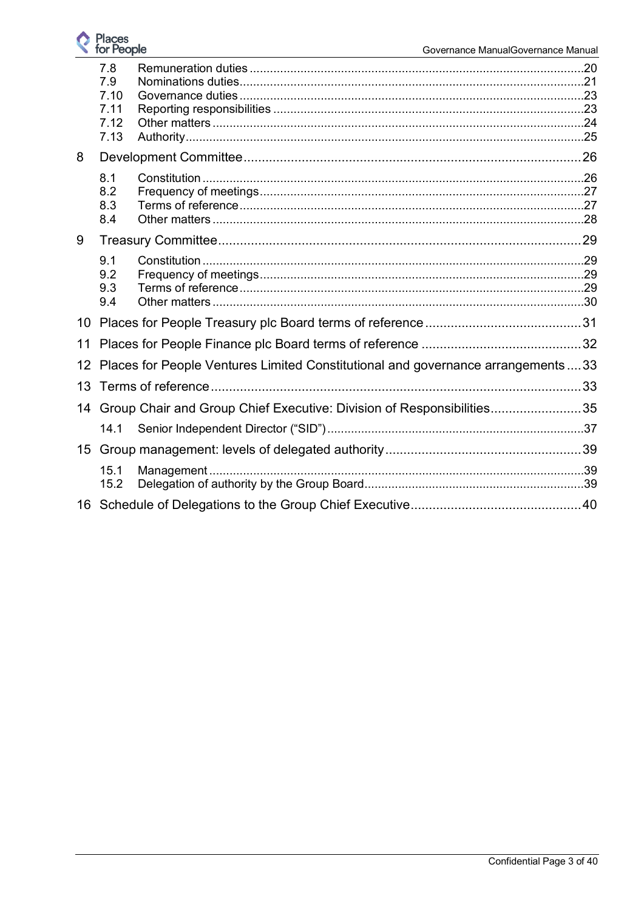| | | |
|---|---|---|
| 7.8 | Remuneration duties | 20 |
| 7.9 | Nominations duties | 21 |
| 7.10 | Governance duties | 23 |
| 7.11 | Reporting responsibilities | 23 |
| 7.12 | Other matters | 24 |
| 7.13 | Authority | 25 |
| **8** | **Development Committee** | **26** |
| 8.1 | Constitution | 26 |
| 8.2 | Frequency of meetings | 27 |
| 8.3 | Terms of reference | 27 |
| 8.4 | Other matters | 28 |
| **9** | **Treasury Committee** | **29** |
| 9.1 | Constitution | 29 |
| 9.2 | Frequency of meetings | 29 |
| 9.3 | Terms of reference | 29 |
| 9.4 | Other matters | 30 |
| **10** | **Places for People Treasury plc Board terms of reference** | **31** |
| **11** | **Places for People Finance plc Board terms of reference** | **32** |
| **12** | **Places for People Ventures Limited Constitutional and governance arrangements** | **33** |
| **13** | **Terms of reference** | **33** |
| **14** | **Group Chair and Group Chief Executive: Division of Responsibilities** | **35** |
| 14.1 | Senior Independent Director ("SID") | 37 |
| **15** | **Group management: levels of delegated authority** | **39** |
| 15.1 | Management | 39 |
| 15.2 | Delegation of authority by the Group Board | 39 |
| **16** | **Schedule of Delegations to the Group Chief Executive** | **40** |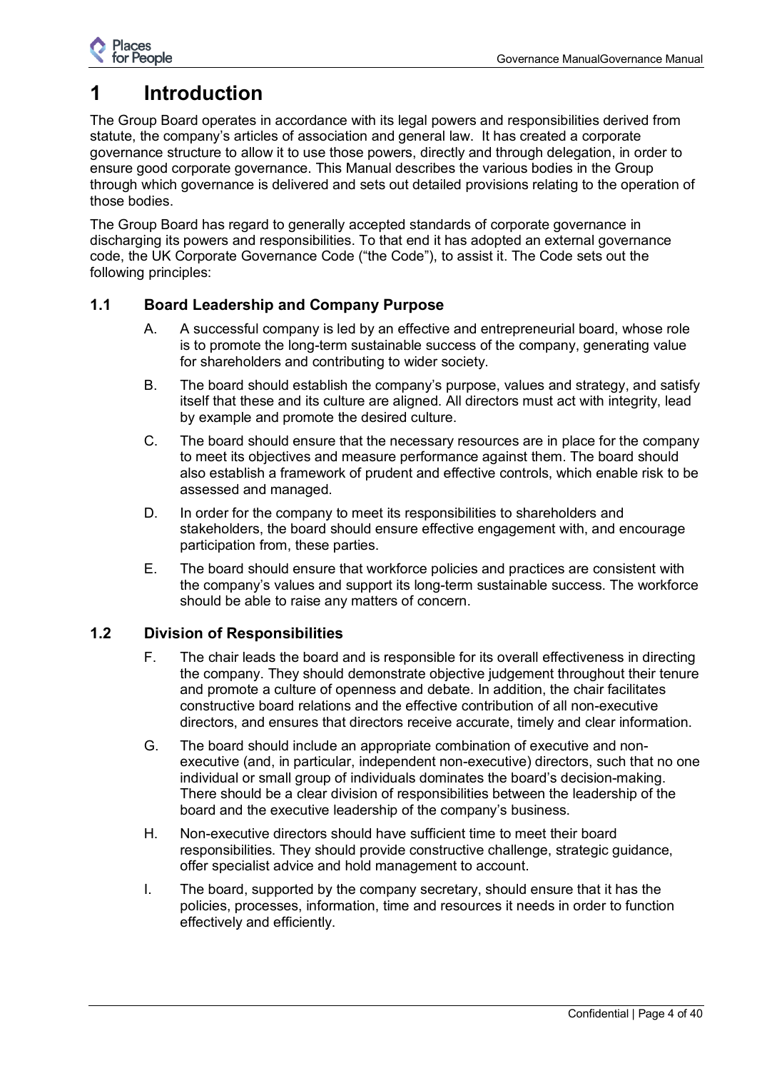# 1 Introduction

The Group Board operates in accordance with its legal powers and responsibilities derived from statute, the company's articles of association and general law. It has created a corporate governance structure to allow it to use those powers, directly and through delegation, in order to ensure good corporate governance. This Manual describes the various bodies in the Group through which governance is delivered and sets out detailed provisions relating to the operation of those bodies.

The Group Board has regard to generally accepted standards of corporate governance in discharging its powers and responsibilities. To that end it has adopted an external governance code, the UK Corporate Governance Code ("the Code"), to assist it. The Code sets out the following principles:

## 1.1 Board Leadership and Company Purpose

A. A successful company is led by an effective and entrepreneurial board, whose role is to promote the long-term sustainable success of the company, generating value for shareholders and contributing to wider society.

B. The board should establish the company's purpose, values and strategy, and satisfy itself that these and its culture are aligned. All directors must act with integrity, lead by example and promote the desired culture.

C. The board should ensure that the necessary resources are in place for the company to meet its objectives and measure performance against them. The board should also establish a framework of prudent and effective controls, which enable risk to be assessed and managed.

D. In order for the company to meet its responsibilities to shareholders and stakeholders, the board should ensure effective engagement with, and encourage participation from, these parties.

E. The board should ensure that workforce policies and practices are consistent with the company's values and support its long-term sustainable success. The workforce should be able to raise any matters of concern.

## 1.2 Division of Responsibilities

F. The chair leads the board and is responsible for its overall effectiveness in directing the company. They should demonstrate objective judgement throughout their tenure and promote a culture of openness and debate. In addition, the chair facilitates constructive board relations and the effective contribution of all non-executive directors, and ensures that directors receive accurate, timely and clear information.

G. The board should include an appropriate combination of executive and non-executive (and, in particular, independent non-executive) directors, such that no one individual or small group of individuals dominates the board's decision-making. There should be a clear division of responsibilities between the leadership of the board and the executive leadership of the company's business.

H. Non-executive directors should have sufficient time to meet their board responsibilities. They should provide constructive challenge, strategic guidance, offer specialist advice and hold management to account.

I. The board, supported by the company secretary, should ensure that it has the policies, processes, information, time and resources it needs in order to function effectively and efficiently.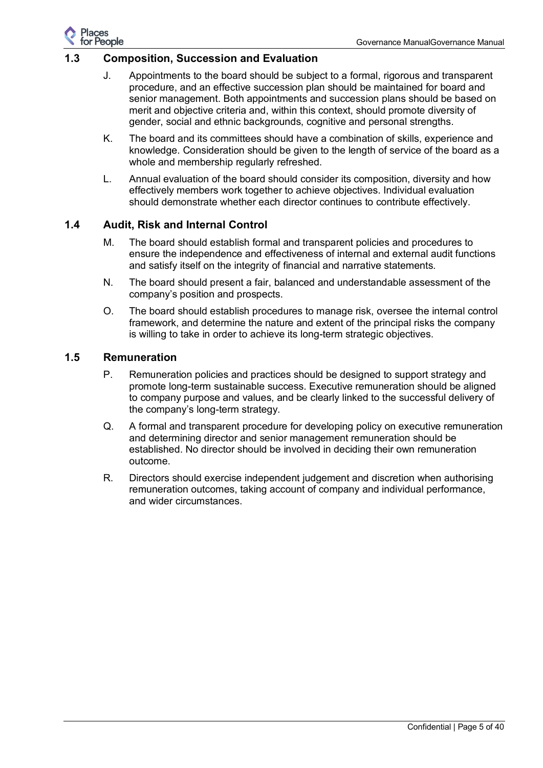## 1.3 Composition, Succession and Evaluation

J. Appointments to the board should be subject to a formal, rigorous and transparent procedure, and an effective succession plan should be maintained for board and senior management. Both appointments and succession plans should be based on merit and objective criteria and, within this context, should promote diversity of gender, social and ethnic backgrounds, cognitive and personal strengths.

K. The board and its committees should have a combination of skills, experience and knowledge. Consideration should be given to the length of service of the board as a whole and membership regularly refreshed.

L. Annual evaluation of the board should consider its composition, diversity and how effectively members work together to achieve objectives. Individual evaluation should demonstrate whether each director continues to contribute effectively.

## 1.4 Audit, Risk and Internal Control

M. The board should establish formal and transparent policies and procedures to ensure the independence and effectiveness of internal and external audit functions and satisfy itself on the integrity of financial and narrative statements.

N. The board should present a fair, balanced and understandable assessment of the company's position and prospects.

O. The board should establish procedures to manage risk, oversee the internal control framework, and determine the nature and extent of the principal risks the company is willing to take in order to achieve its long-term strategic objectives.

## 1.5 Remuneration

P. Remuneration policies and practices should be designed to support strategy and promote long-term sustainable success. Executive remuneration should be aligned to company purpose and values, and be clearly linked to the successful delivery of the company's long-term strategy.

Q. A formal and transparent procedure for developing policy on executive remuneration and determining director and senior management remuneration should be established. No director should be involved in deciding their own remuneration outcome.

R. Directors should exercise independent judgement and discretion when authorising remuneration outcomes, taking account of company and individual performance, and wider circumstances.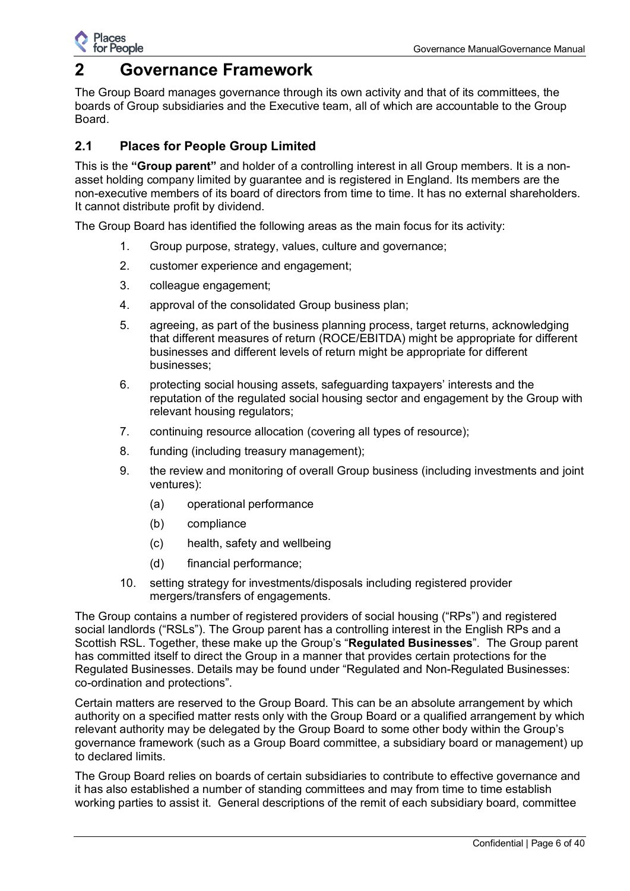# 2 Governance Framework

The Group Board manages governance through its own activity and that of its committees, the boards of Group subsidiaries and the Executive team, all of which are accountable to the Group Board.

## 2.1 Places for People Group Limited

This is the **"Group parent"** and holder of a controlling interest in all Group members. It is a non-asset holding company limited by guarantee and is registered in England. Its members are the non-executive members of its board of directors from time to time. It has no external shareholders. It cannot distribute profit by dividend.

The Group Board has identified the following areas as the main focus for its activity:

1. Group purpose, strategy, values, culture and governance;
2. customer experience and engagement;
3. colleague engagement;
4. approval of the consolidated Group business plan;
5. agreeing, as part of the business planning process, target returns, acknowledging that different measures of return (ROCE/EBITDA) might be appropriate for different businesses and different levels of return might be appropriate for different businesses;
6. protecting social housing assets, safeguarding taxpayers' interests and the reputation of the regulated social housing sector and engagement by the Group with relevant housing regulators;
7. continuing resource allocation (covering all types of resource);
8. funding (including treasury management);
9. the review and monitoring of overall Group business (including investments and joint ventures):
   - (a) operational performance
   - (b) compliance
   - (c) health, safety and wellbeing
   - (d) financial performance;
10. setting strategy for investments/disposals including registered provider mergers/transfers of engagements.

The Group contains a number of registered providers of social housing ("RPs") and registered social landlords ("RSLs"). The Group parent has a controlling interest in the English RPs and a Scottish RSL. Together, these make up the Group's "**Regulated Businesses**". The Group parent has committed itself to direct the Group in a manner that provides certain protections for the Regulated Businesses. Details may be found under "Regulated and Non-Regulated Businesses: co-ordination and protections".

Certain matters are reserved to the Group Board. This can be an absolute arrangement by which authority on a specified matter rests only with the Group Board or a qualified arrangement by which relevant authority may be delegated by the Group Board to some other body within the Group's governance framework (such as a Group Board committee, a subsidiary board or management) up to declared limits.

The Group Board relies on boards of certain subsidiaries to contribute to effective governance and it has also established a number of standing committees and may from time to time establish working parties to assist it. General descriptions of the remit of each subsidiary board, committee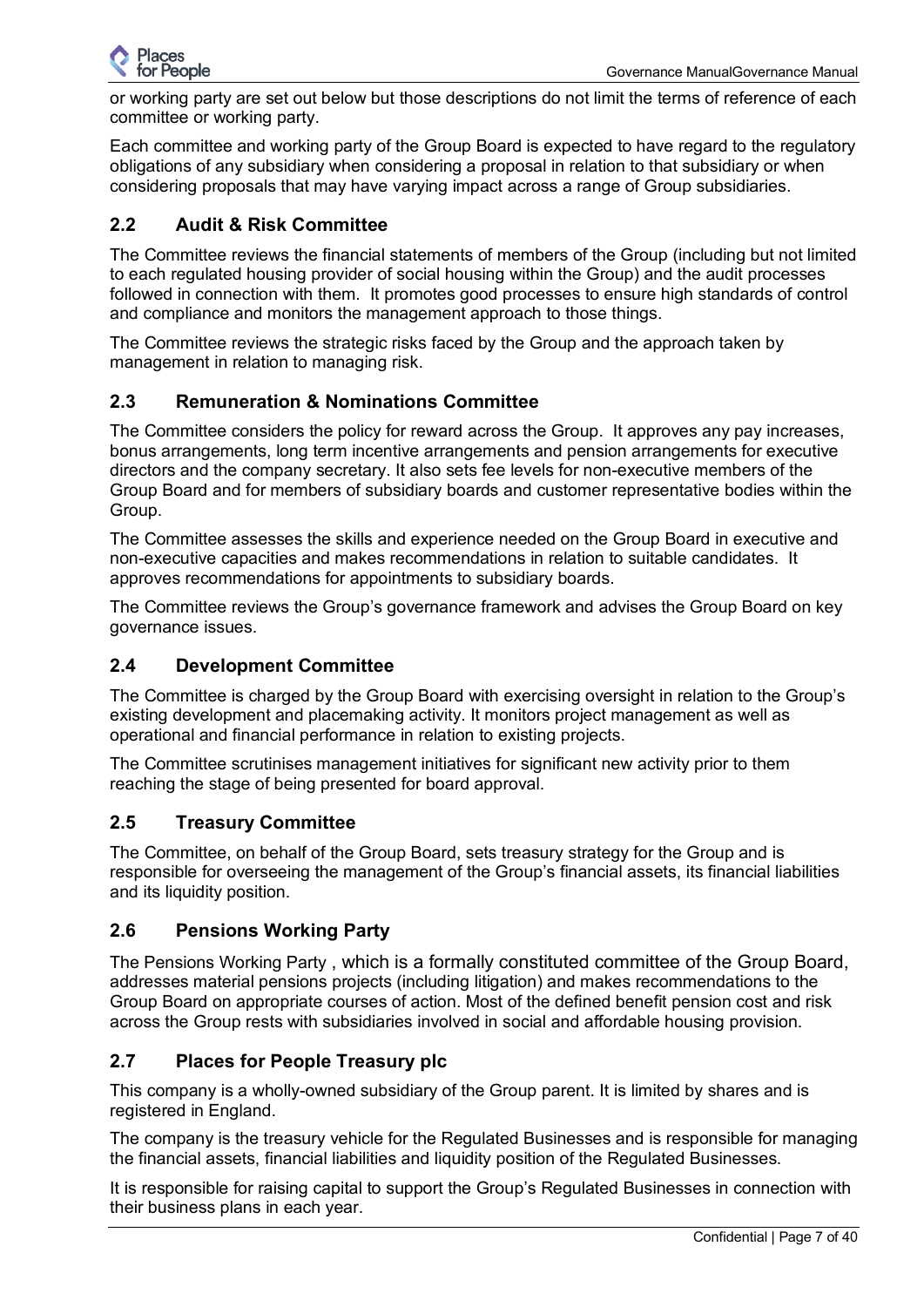or working party are set out below but those descriptions do not limit the terms of reference of each committee or working party.

Each committee and working party of the Group Board is expected to have regard to the regulatory obligations of any subsidiary when considering a proposal in relation to that subsidiary or when considering proposals that may have varying impact across a range of Group subsidiaries.

## 2.2 Audit & Risk Committee

The Committee reviews the financial statements of members of the Group (including but not limited to each regulated housing provider of social housing within the Group) and the audit processes followed in connection with them. It promotes good processes to ensure high standards of control and compliance and monitors the management approach to those things.

The Committee reviews the strategic risks faced by the Group and the approach taken by management in relation to managing risk.

## 2.3 Remuneration & Nominations Committee

The Committee considers the policy for reward across the Group. It approves any pay increases, bonus arrangements, long term incentive arrangements and pension arrangements for executive directors and the company secretary. It also sets fee levels for non-executive members of the Group Board and for members of subsidiary boards and customer representative bodies within the Group.

The Committee assesses the skills and experience needed on the Group Board in executive and non-executive capacities and makes recommendations in relation to suitable candidates. It approves recommendations for appointments to subsidiary boards.

The Committee reviews the Group's governance framework and advises the Group Board on key governance issues.

## 2.4 Development Committee

The Committee is charged by the Group Board with exercising oversight in relation to the Group's existing development and placemaking activity. It monitors project management as well as operational and financial performance in relation to existing projects.

The Committee scrutinises management initiatives for significant new activity prior to them reaching the stage of being presented for board approval.

## 2.5 Treasury Committee

The Committee, on behalf of the Group Board, sets treasury strategy for the Group and is responsible for overseeing the management of the Group's financial assets, its financial liabilities and its liquidity position.

## 2.6 Pensions Working Party

The Pensions Working Party , which is a formally constituted committee of the Group Board, addresses material pensions projects (including litigation) and makes recommendations to the Group Board on appropriate courses of action. Most of the defined benefit pension cost and risk across the Group rests with subsidiaries involved in social and affordable housing provision.

## 2.7 Places for People Treasury plc

This company is a wholly-owned subsidiary of the Group parent. It is limited by shares and is registered in England.

The company is the treasury vehicle for the Regulated Businesses and is responsible for managing the financial assets, financial liabilities and liquidity position of the Regulated Businesses.

It is responsible for raising capital to support the Group's Regulated Businesses in connection with their business plans in each year.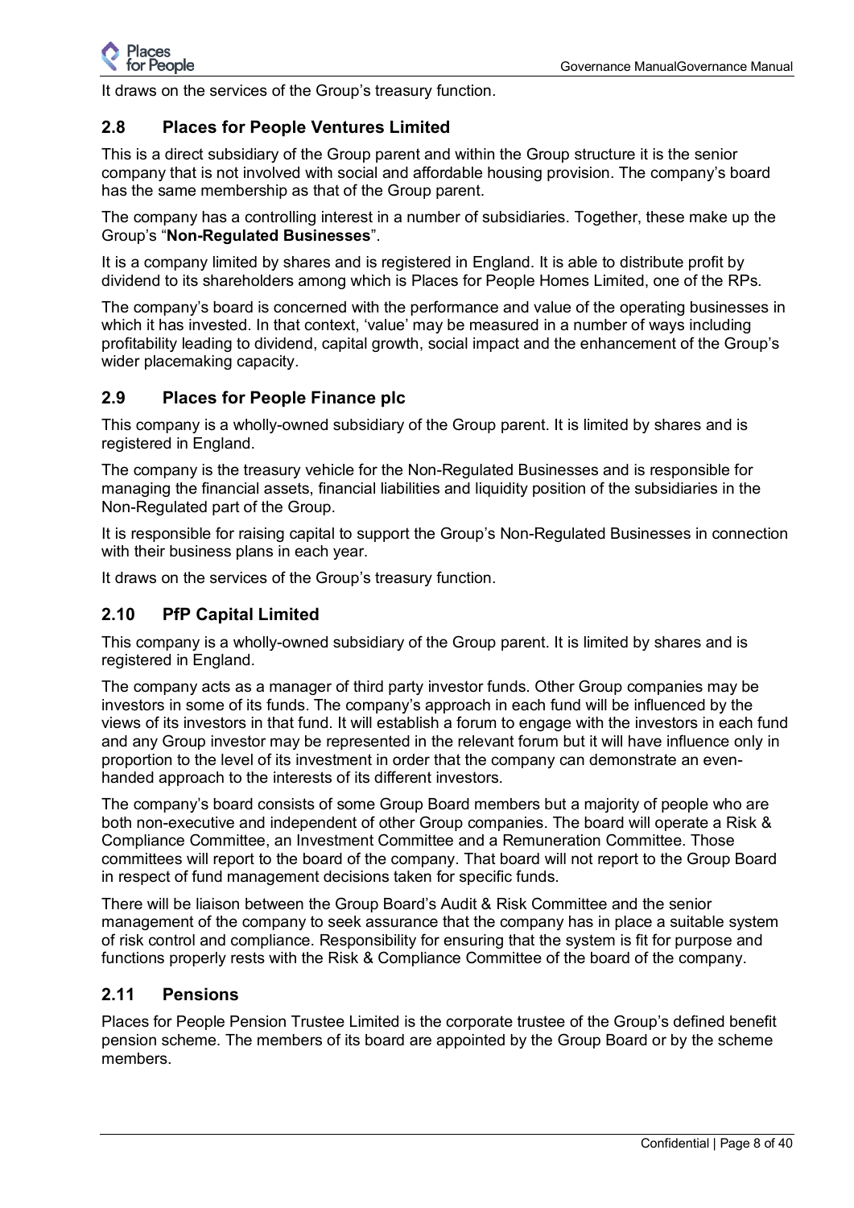It draws on the services of the Group's treasury function.

## 2.8 Places for People Ventures Limited

This is a direct subsidiary of the Group parent and within the Group structure it is the senior company that is not involved with social and affordable housing provision. The company's board has the same membership as that of the Group parent.

The company has a controlling interest in a number of subsidiaries. Together, these make up the Group's "**Non-Regulated Businesses**".

It is a company limited by shares and is registered in England. It is able to distribute profit by dividend to its shareholders among which is Places for People Homes Limited, one of the RPs.

The company's board is concerned with the performance and value of the operating businesses in which it has invested. In that context, 'value' may be measured in a number of ways including profitability leading to dividend, capital growth, social impact and the enhancement of the Group's wider placemaking capacity.

## 2.9 Places for People Finance plc

This company is a wholly-owned subsidiary of the Group parent. It is limited by shares and is registered in England.

The company is the treasury vehicle for the Non-Regulated Businesses and is responsible for managing the financial assets, financial liabilities and liquidity position of the subsidiaries in the Non-Regulated part of the Group.

It is responsible for raising capital to support the Group's Non-Regulated Businesses in connection with their business plans in each year.

It draws on the services of the Group's treasury function.

## 2.10 PfP Capital Limited

This company is a wholly-owned subsidiary of the Group parent. It is limited by shares and is registered in England.

The company acts as a manager of third party investor funds. Other Group companies may be investors in some of its funds. The company's approach in each fund will be influenced by the views of its investors in that fund. It will establish a forum to engage with the investors in each fund and any Group investor may be represented in the relevant forum but it will have influence only in proportion to the level of its investment in order that the company can demonstrate an even-handed approach to the interests of its different investors.

The company's board consists of some Group Board members but a majority of people who are both non-executive and independent of other Group companies. The board will operate a Risk & Compliance Committee, an Investment Committee and a Remuneration Committee. Those committees will report to the board of the company. That board will not report to the Group Board in respect of fund management decisions taken for specific funds.

There will be liaison between the Group Board's Audit & Risk Committee and the senior management of the company to seek assurance that the company has in place a suitable system of risk control and compliance. Responsibility for ensuring that the system is fit for purpose and functions properly rests with the Risk & Compliance Committee of the board of the company.

## 2.11 Pensions

Places for People Pension Trustee Limited is the corporate trustee of the Group's defined benefit pension scheme. The members of its board are appointed by the Group Board or by the scheme members.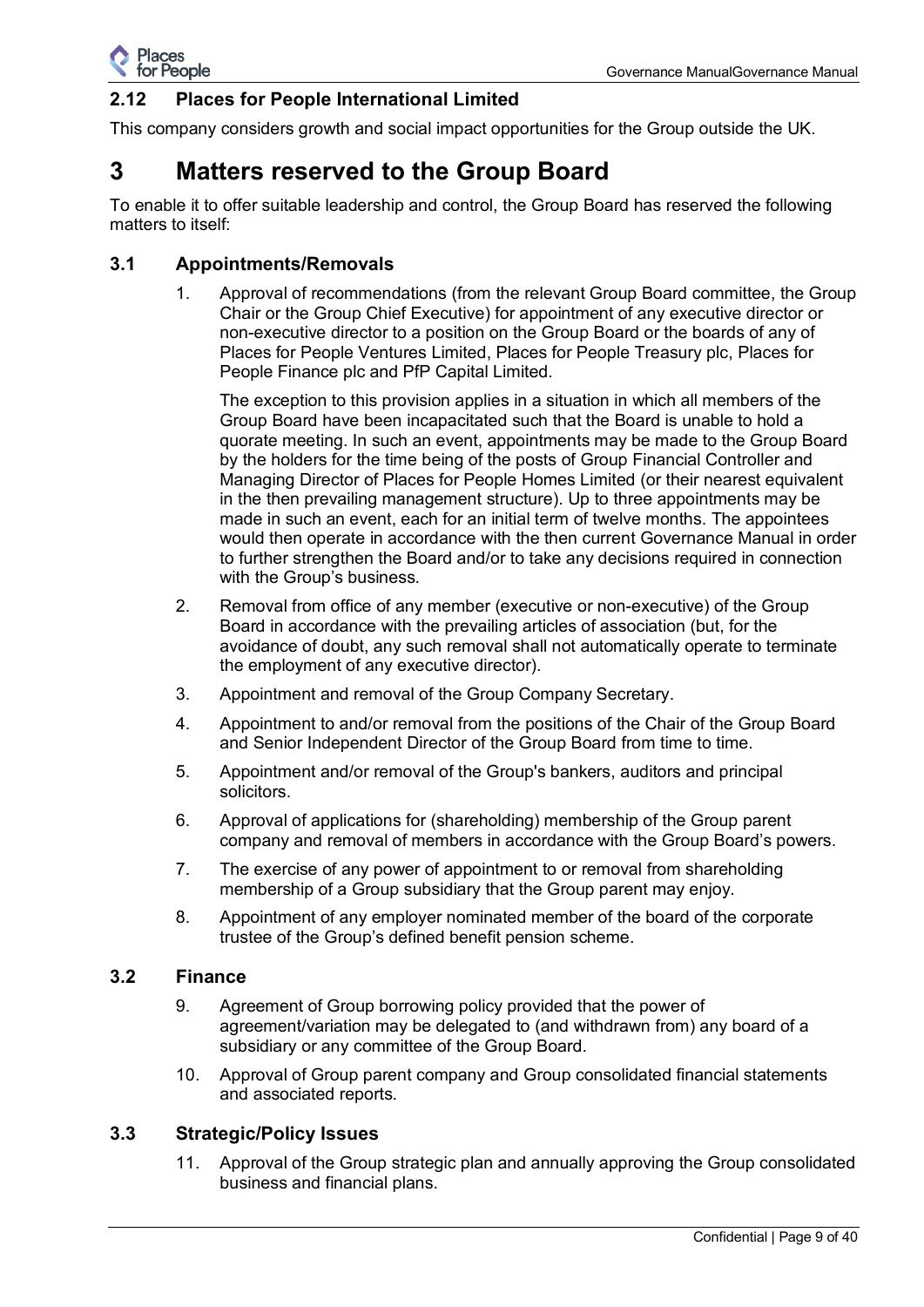### 2.12 Places for People International Limited

This company considers growth and social impact opportunities for the Group outside the UK.

# 3 Matters reserved to the Group Board

To enable it to offer suitable leadership and control, the Group Board has reserved the following matters to itself:

### 3.1 Appointments/Removals

1. Approval of recommendations (from the relevant Group Board committee, the Group Chair or the Group Chief Executive) for appointment of any executive director or non-executive director to a position on the Group Board or the boards of any of Places for People Ventures Limited, Places for People Treasury plc, Places for People Finance plc and PfP Capital Limited.

   The exception to this provision applies in a situation in which all members of the Group Board have been incapacitated such that the Board is unable to hold a quorate meeting. In such an event, appointments may be made to the Group Board by the holders for the time being of the posts of Group Financial Controller and Managing Director of Places for People Homes Limited (or their nearest equivalent in the then prevailing management structure). Up to three appointments may be made in such an event, each for an initial term of twelve months. The appointees would then operate in accordance with the then current Governance Manual in order to further strengthen the Board and/or to take any decisions required in connection with the Group's business.

2. Removal from office of any member (executive or non-executive) of the Group Board in accordance with the prevailing articles of association (but, for the avoidance of doubt, any such removal shall not automatically operate to terminate the employment of any executive director).

3. Appointment and removal of the Group Company Secretary.

4. Appointment to and/or removal from the positions of the Chair of the Group Board and Senior Independent Director of the Group Board from time to time.

5. Appointment and/or removal of the Group's bankers, auditors and principal solicitors.

6. Approval of applications for (shareholding) membership of the Group parent company and removal of members in accordance with the Group Board's powers.

7. The exercise of any power of appointment to or removal from shareholding membership of a Group subsidiary that the Group parent may enjoy.

8. Appointment of any employer nominated member of the board of the corporate trustee of the Group's defined benefit pension scheme.

### 3.2 Finance

9. Agreement of Group borrowing policy provided that the power of agreement/variation may be delegated to (and withdrawn from) any board of a subsidiary or any committee of the Group Board.

10. Approval of Group parent company and Group consolidated financial statements and associated reports.

### 3.3 Strategic/Policy Issues

11. Approval of the Group strategic plan and annually approving the Group consolidated business and financial plans.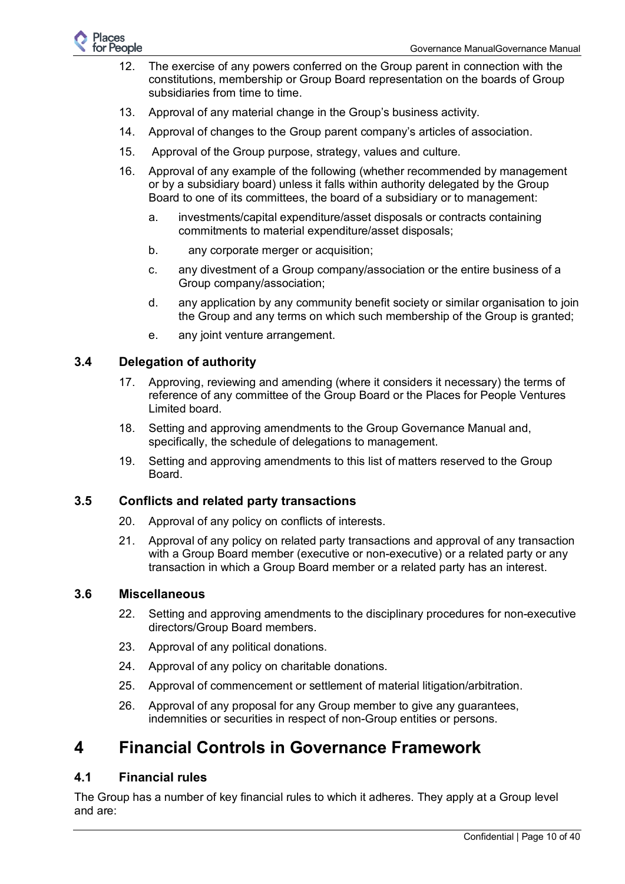12. The exercise of any powers conferred on the Group parent in connection with the constitutions, membership or Group Board representation on the boards of Group subsidiaries from time to time.
13. Approval of any material change in the Group's business activity.
14. Approval of changes to the Group parent company's articles of association.
15. Approval of the Group purpose, strategy, values and culture.
16. Approval of any example of the following (whether recommended by management or by a subsidiary board) unless it falls within authority delegated by the Group Board to one of its committees, the board of a subsidiary or to management:
    a. investments/capital expenditure/asset disposals or contracts containing commitments to material expenditure/asset disposals;
    b. any corporate merger or acquisition;
    c. any divestment of a Group company/association or the entire business of a Group company/association;
    d. any application by any community benefit society or similar organisation to join the Group and any terms on which such membership of the Group is granted;
    e. any joint venture arrangement.

### 3.4 Delegation of authority

17. Approving, reviewing and amending (where it considers it necessary) the terms of reference of any committee of the Group Board or the Places for People Ventures Limited board.
18. Setting and approving amendments to the Group Governance Manual and, specifically, the schedule of delegations to management.
19. Setting and approving amendments to this list of matters reserved to the Group Board.

### 3.5 Conflicts and related party transactions

20. Approval of any policy on conflicts of interests.
21. Approval of any policy on related party transactions and approval of any transaction with a Group Board member (executive or non-executive) or a related party or any transaction in which a Group Board member or a related party has an interest.

### 3.6 Miscellaneous

22. Setting and approving amendments to the disciplinary procedures for non-executive directors/Group Board members.
23. Approval of any political donations.
24. Approval of any policy on charitable donations.
25. Approval of commencement or settlement of material litigation/arbitration.
26. Approval of any proposal for any Group member to give any guarantees, indemnities or securities in respect of non-Group entities or persons.

# 4 Financial Controls in Governance Framework

### 4.1 Financial rules

The Group has a number of key financial rules to which it adheres. They apply at a Group level and are: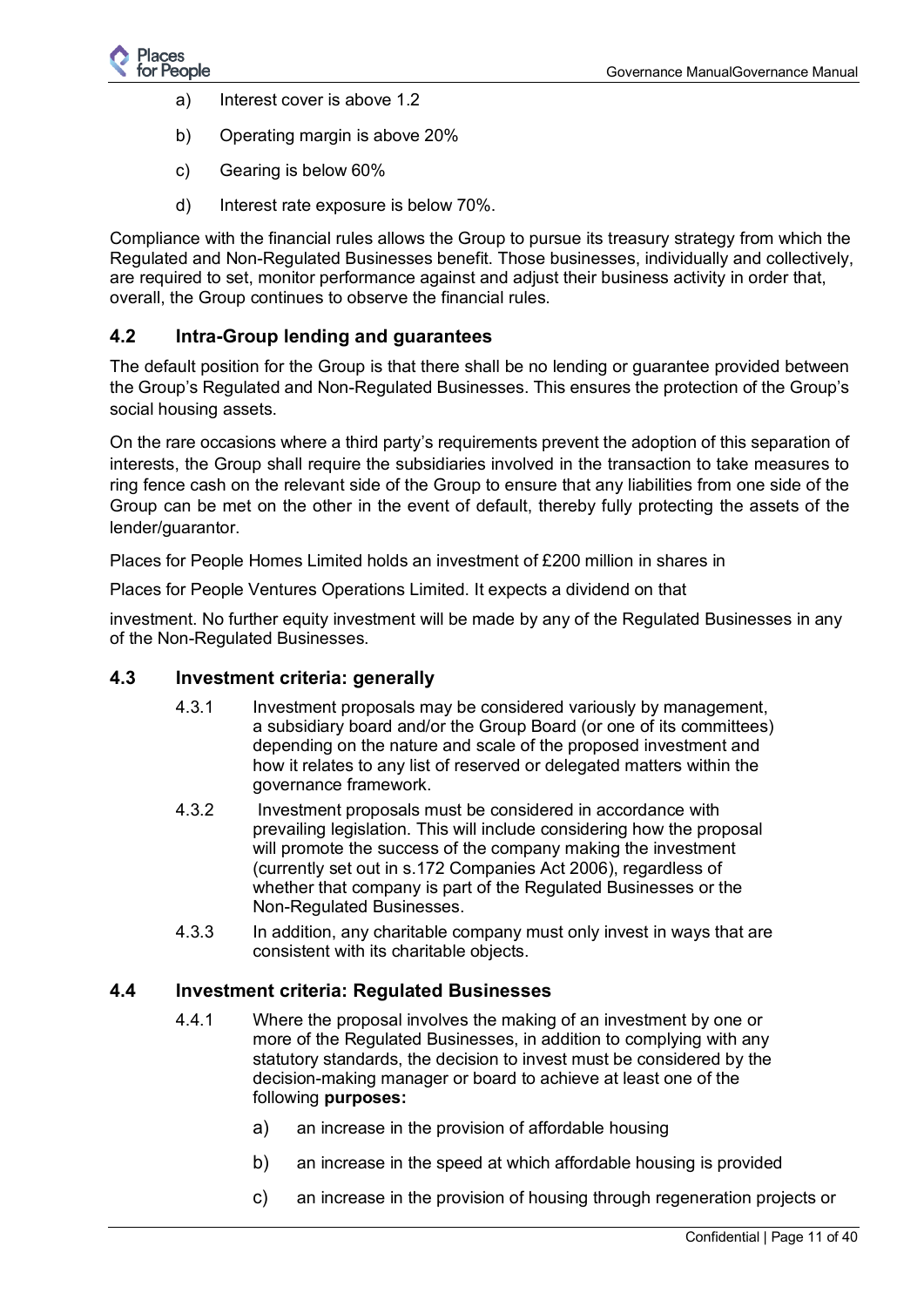a) Interest cover is above 1.2

b) Operating margin is above 20%

c) Gearing is below 60%

d) Interest rate exposure is below 70%.

Compliance with the financial rules allows the Group to pursue its treasury strategy from which the Regulated and Non-Regulated Businesses benefit. Those businesses, individually and collectively, are required to set, monitor performance against and adjust their business activity in order that, overall, the Group continues to observe the financial rules.

### 4.2 Intra-Group lending and guarantees

The default position for the Group is that there shall be no lending or guarantee provided between the Group's Regulated and Non-Regulated Businesses. This ensures the protection of the Group's social housing assets.

On the rare occasions where a third party's requirements prevent the adoption of this separation of interests, the Group shall require the subsidiaries involved in the transaction to take measures to ring fence cash on the relevant side of the Group to ensure that any liabilities from one side of the Group can be met on the other in the event of default, thereby fully protecting the assets of the lender/guarantor.

Places for People Homes Limited holds an investment of £200 million in shares in

Places for People Ventures Operations Limited. It expects a dividend on that

investment. No further equity investment will be made by any of the Regulated Businesses in any of the Non-Regulated Businesses.

### 4.3 Investment criteria: generally

4.3.1 Investment proposals may be considered variously by management, a subsidiary board and/or the Group Board (or one of its committees) depending on the nature and scale of the proposed investment and how it relates to any list of reserved or delegated matters within the governance framework.

4.3.2 Investment proposals must be considered in accordance with prevailing legislation. This will include considering how the proposal will promote the success of the company making the investment (currently set out in s.172 Companies Act 2006), regardless of whether that company is part of the Regulated Businesses or the Non-Regulated Businesses.

4.3.3 In addition, any charitable company must only invest in ways that are consistent with its charitable objects.

### 4.4 Investment criteria: Regulated Businesses

4.4.1 Where the proposal involves the making of an investment by one or more of the Regulated Businesses, in addition to complying with any statutory standards, the decision to invest must be considered by the decision-making manager or board to achieve at least one of the following **purposes:**

a) an increase in the provision of affordable housing

b) an increase in the speed at which affordable housing is provided

c) an increase in the provision of housing through regeneration projects or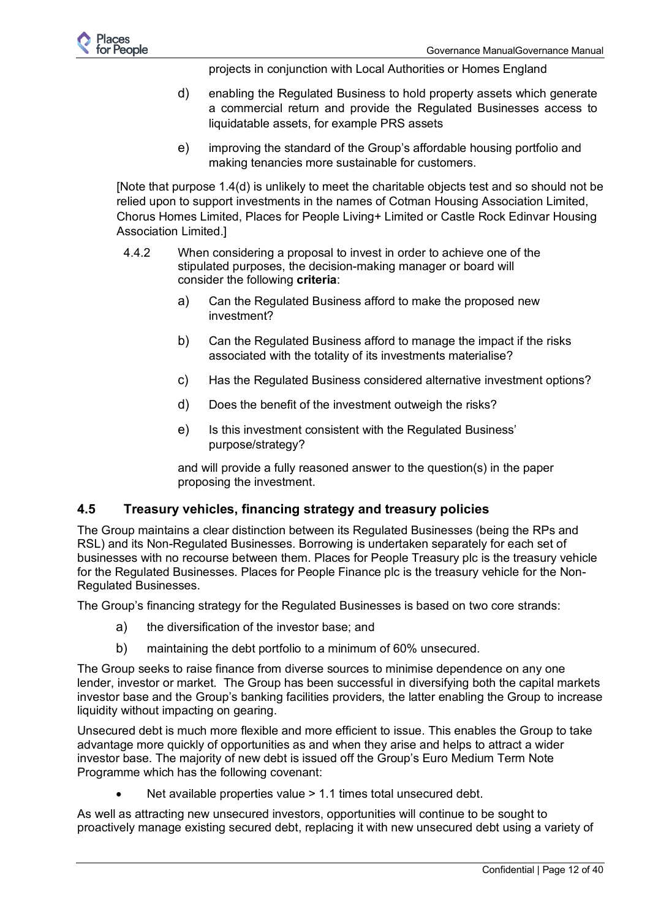projects in conjunction with Local Authorities or Homes England

d) enabling the Regulated Business to hold property assets which generate a commercial return and provide the Regulated Businesses access to liquidatable assets, for example PRS assets

e) improving the standard of the Group's affordable housing portfolio and making tenancies more sustainable for customers.

[Note that purpose 1.4(d) is unlikely to meet the charitable objects test and so should not be relied upon to support investments in the names of Cotman Housing Association Limited, Chorus Homes Limited, Places for People Living+ Limited or Castle Rock Edinvar Housing Association Limited.]

4.4.2 When considering a proposal to invest in order to achieve one of the stipulated purposes, the decision-making manager or board will consider the following **criteria**:

a) Can the Regulated Business afford to make the proposed new investment?

b) Can the Regulated Business afford to manage the impact if the risks associated with the totality of its investments materialise?

c) Has the Regulated Business considered alternative investment options?

d) Does the benefit of the investment outweigh the risks?

e) Is this investment consistent with the Regulated Business' purpose/strategy?

and will provide a fully reasoned answer to the question(s) in the paper proposing the investment.

## 4.5 Treasury vehicles, financing strategy and treasury policies

The Group maintains a clear distinction between its Regulated Businesses (being the RPs and RSL) and its Non-Regulated Businesses. Borrowing is undertaken separately for each set of businesses with no recourse between them. Places for People Treasury plc is the treasury vehicle for the Regulated Businesses. Places for People Finance plc is the treasury vehicle for the Non-Regulated Businesses.

The Group's financing strategy for the Regulated Businesses is based on two core strands:

a) the diversification of the investor base; and

b) maintaining the debt portfolio to a minimum of 60% unsecured.

The Group seeks to raise finance from diverse sources to minimise dependence on any one lender, investor or market. The Group has been successful in diversifying both the capital markets investor base and the Group's banking facilities providers, the latter enabling the Group to increase liquidity without impacting on gearing.

Unsecured debt is much more flexible and more efficient to issue. This enables the Group to take advantage more quickly of opportunities as and when they arise and helps to attract a wider investor base. The majority of new debt is issued off the Group's Euro Medium Term Note Programme which has the following covenant:

- Net available properties value > 1.1 times total unsecured debt.

As well as attracting new unsecured investors, opportunities will continue to be sought to proactively manage existing secured debt, replacing it with new unsecured debt using a variety of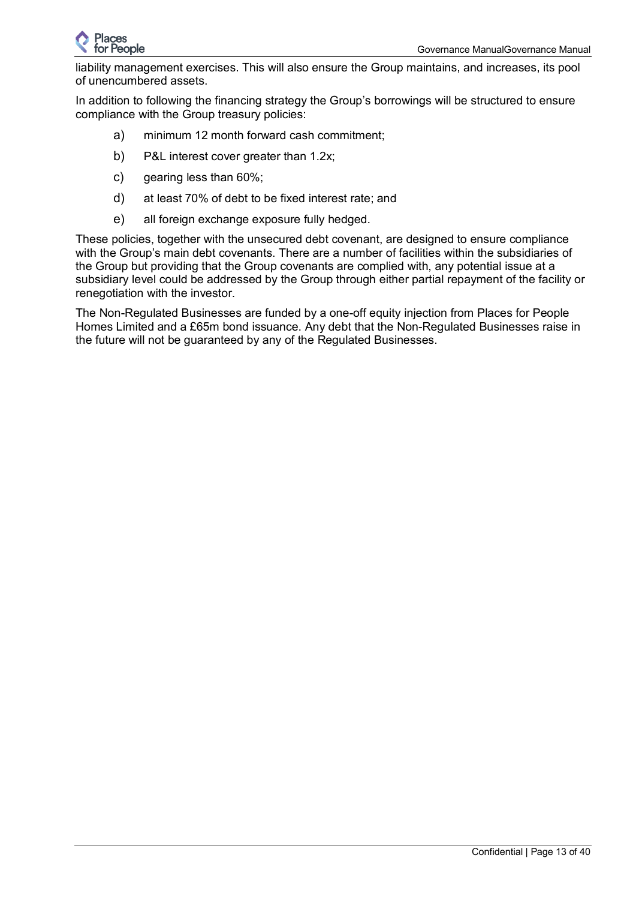liability management exercises. This will also ensure the Group maintains, and increases, its pool of unencumbered assets.

In addition to following the financing strategy the Group's borrowings will be structured to ensure compliance with the Group treasury policies:

a) minimum 12 month forward cash commitment;

b) P&L interest cover greater than 1.2x;

c) gearing less than 60%;

d) at least 70% of debt to be fixed interest rate; and

e) all foreign exchange exposure fully hedged.

These policies, together with the unsecured debt covenant, are designed to ensure compliance with the Group's main debt covenants. There are a number of facilities within the subsidiaries of the Group but providing that the Group covenants are complied with, any potential issue at a subsidiary level could be addressed by the Group through either partial repayment of the facility or renegotiation with the investor.

The Non-Regulated Businesses are funded by a one-off equity injection from Places for People Homes Limited and a £65m bond issuance. Any debt that the Non-Regulated Businesses raise in the future will not be guaranteed by any of the Regulated Businesses.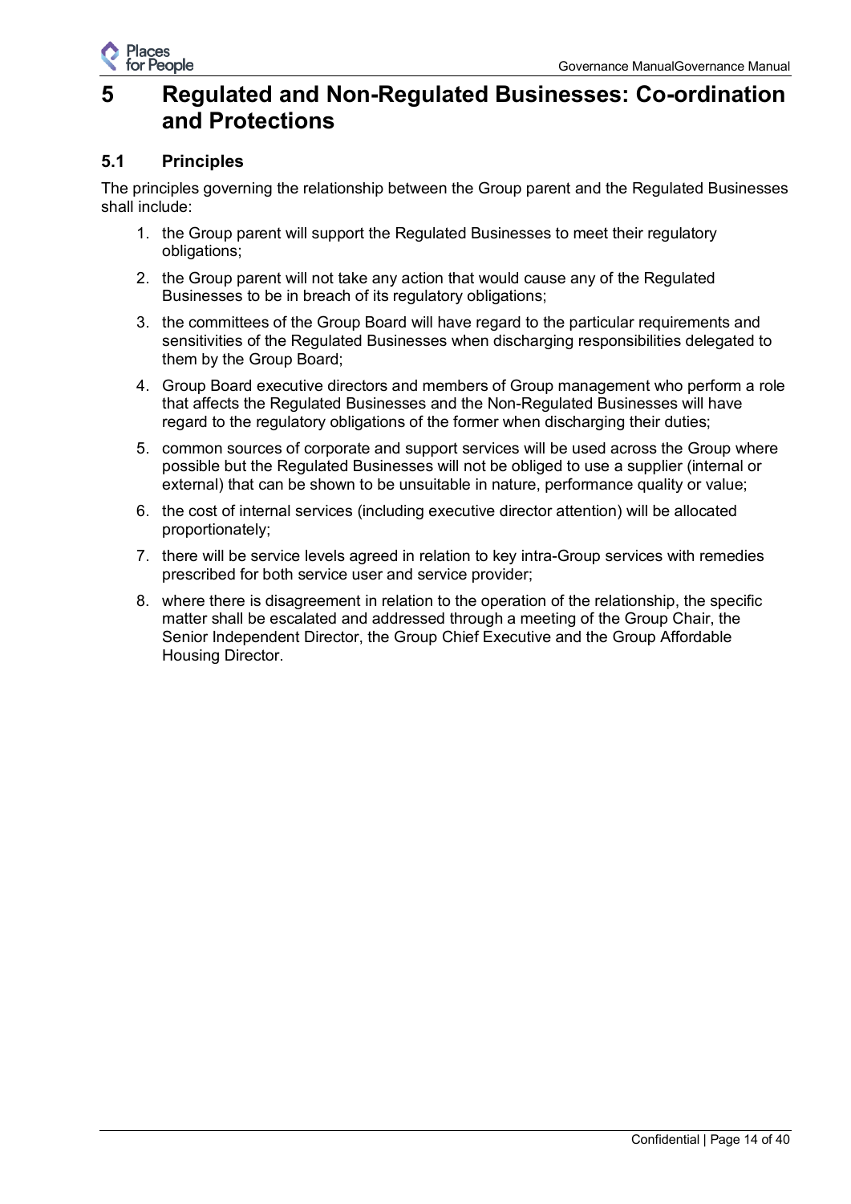# 5 Regulated and Non-Regulated Businesses: Co-ordination and Protections

## 5.1 Principles

The principles governing the relationship between the Group parent and the Regulated Businesses shall include:

1. the Group parent will support the Regulated Businesses to meet their regulatory obligations;
2. the Group parent will not take any action that would cause any of the Regulated Businesses to be in breach of its regulatory obligations;
3. the committees of the Group Board will have regard to the particular requirements and sensitivities of the Regulated Businesses when discharging responsibilities delegated to them by the Group Board;
4. Group Board executive directors and members of Group management who perform a role that affects the Regulated Businesses and the Non-Regulated Businesses will have regard to the regulatory obligations of the former when discharging their duties;
5. common sources of corporate and support services will be used across the Group where possible but the Regulated Businesses will not be obliged to use a supplier (internal or external) that can be shown to be unsuitable in nature, performance quality or value;
6. the cost of internal services (including executive director attention) will be allocated proportionately;
7. there will be service levels agreed in relation to key intra-Group services with remedies prescribed for both service user and service provider;
8. where there is disagreement in relation to the operation of the relationship, the specific matter shall be escalated and addressed through a meeting of the Group Chair, the Senior Independent Director, the Group Chief Executive and the Group Affordable Housing Director.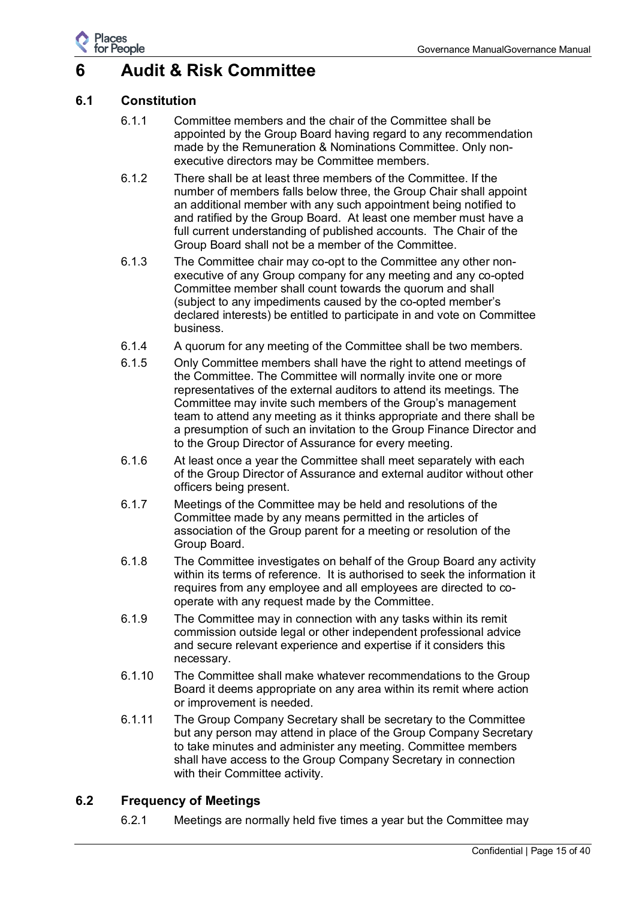# 6 Audit & Risk Committee

## 6.1 Constitution

6.1.1 Committee members and the chair of the Committee shall be appointed by the Group Board having regard to any recommendation made by the Remuneration & Nominations Committee. Only non-executive directors may be Committee members.

6.1.2 There shall be at least three members of the Committee. If the number of members falls below three, the Group Chair shall appoint an additional member with any such appointment being notified to and ratified by the Group Board. At least one member must have a full current understanding of published accounts. The Chair of the Group Board shall not be a member of the Committee.

6.1.3 The Committee chair may co-opt to the Committee any other non-executive of any Group company for any meeting and any co-opted Committee member shall count towards the quorum and shall (subject to any impediments caused by the co-opted member's declared interests) be entitled to participate in and vote on Committee business.

6.1.4 A quorum for any meeting of the Committee shall be two members.

6.1.5 Only Committee members shall have the right to attend meetings of the Committee. The Committee will normally invite one or more representatives of the external auditors to attend its meetings. The Committee may invite such members of the Group's management team to attend any meeting as it thinks appropriate and there shall be a presumption of such an invitation to the Group Finance Director and to the Group Director of Assurance for every meeting.

6.1.6 At least once a year the Committee shall meet separately with each of the Group Director of Assurance and external auditor without other officers being present.

6.1.7 Meetings of the Committee may be held and resolutions of the Committee made by any means permitted in the articles of association of the Group parent for a meeting or resolution of the Group Board.

6.1.8 The Committee investigates on behalf of the Group Board any activity within its terms of reference. It is authorised to seek the information it requires from any employee and all employees are directed to co-operate with any request made by the Committee.

6.1.9 The Committee may in connection with any tasks within its remit commission outside legal or other independent professional advice and secure relevant experience and expertise if it considers this necessary.

6.1.10 The Committee shall make whatever recommendations to the Group Board it deems appropriate on any area within its remit where action or improvement is needed.

6.1.11 The Group Company Secretary shall be secretary to the Committee but any person may attend in place of the Group Company Secretary to take minutes and administer any meeting. Committee members shall have access to the Group Company Secretary in connection with their Committee activity.

## 6.2 Frequency of Meetings

6.2.1 Meetings are normally held five times a year but the Committee may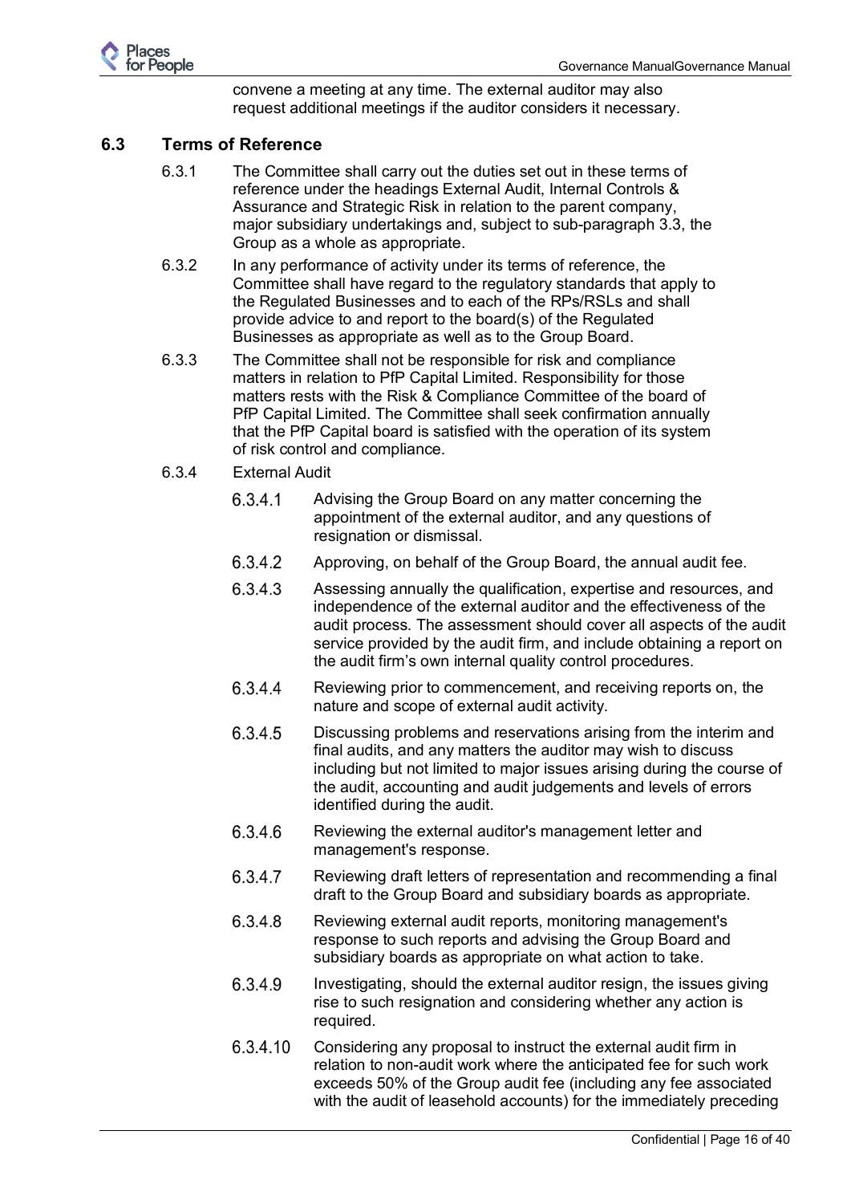convene a meeting at any time. The external auditor may also request additional meetings if the auditor considers it necessary.

### 6.3 Terms of Reference

6.3.1 The Committee shall carry out the duties set out in these terms of reference under the headings External Audit, Internal Controls & Assurance and Strategic Risk in relation to the parent company, major subsidiary undertakings and, subject to sub-paragraph 3.3, the Group as a whole as appropriate.

6.3.2 In any performance of activity under its terms of reference, the Committee shall have regard to the regulatory standards that apply to the Regulated Businesses and to each of the RPs/RSLs and shall provide advice to and report to the board(s) of the Regulated Businesses as appropriate as well as to the Group Board.

6.3.3 The Committee shall not be responsible for risk and compliance matters in relation to PfP Capital Limited. Responsibility for those matters rests with the Risk & Compliance Committee of the board of PfP Capital Limited. The Committee shall seek confirmation annually that the PfP Capital board is satisfied with the operation of its system of risk control and compliance.

6.3.4 External Audit

6.3.4.1 Advising the Group Board on any matter concerning the appointment of the external auditor, and any questions of resignation or dismissal.

6.3.4.2 Approving, on behalf of the Group Board, the annual audit fee.

6.3.4.3 Assessing annually the qualification, expertise and resources, and independence of the external auditor and the effectiveness of the audit process. The assessment should cover all aspects of the audit service provided by the audit firm, and include obtaining a report on the audit firm's own internal quality control procedures.

6.3.4.4 Reviewing prior to commencement, and receiving reports on, the nature and scope of external audit activity.

6.3.4.5 Discussing problems and reservations arising from the interim and final audits, and any matters the auditor may wish to discuss including but not limited to major issues arising during the course of the audit, accounting and audit judgements and levels of errors identified during the audit.

6.3.4.6 Reviewing the external auditor's management letter and management's response.

6.3.4.7 Reviewing draft letters of representation and recommending a final draft to the Group Board and subsidiary boards as appropriate.

6.3.4.8 Reviewing external audit reports, monitoring management's response to such reports and advising the Group Board and subsidiary boards as appropriate on what action to take.

6.3.4.9 Investigating, should the external auditor resign, the issues giving rise to such resignation and considering whether any action is required.

6.3.4.10 Considering any proposal to instruct the external audit firm in relation to non-audit work where the anticipated fee for such work exceeds 50% of the Group audit fee (including any fee associated with the audit of leasehold accounts) for the immediately preceding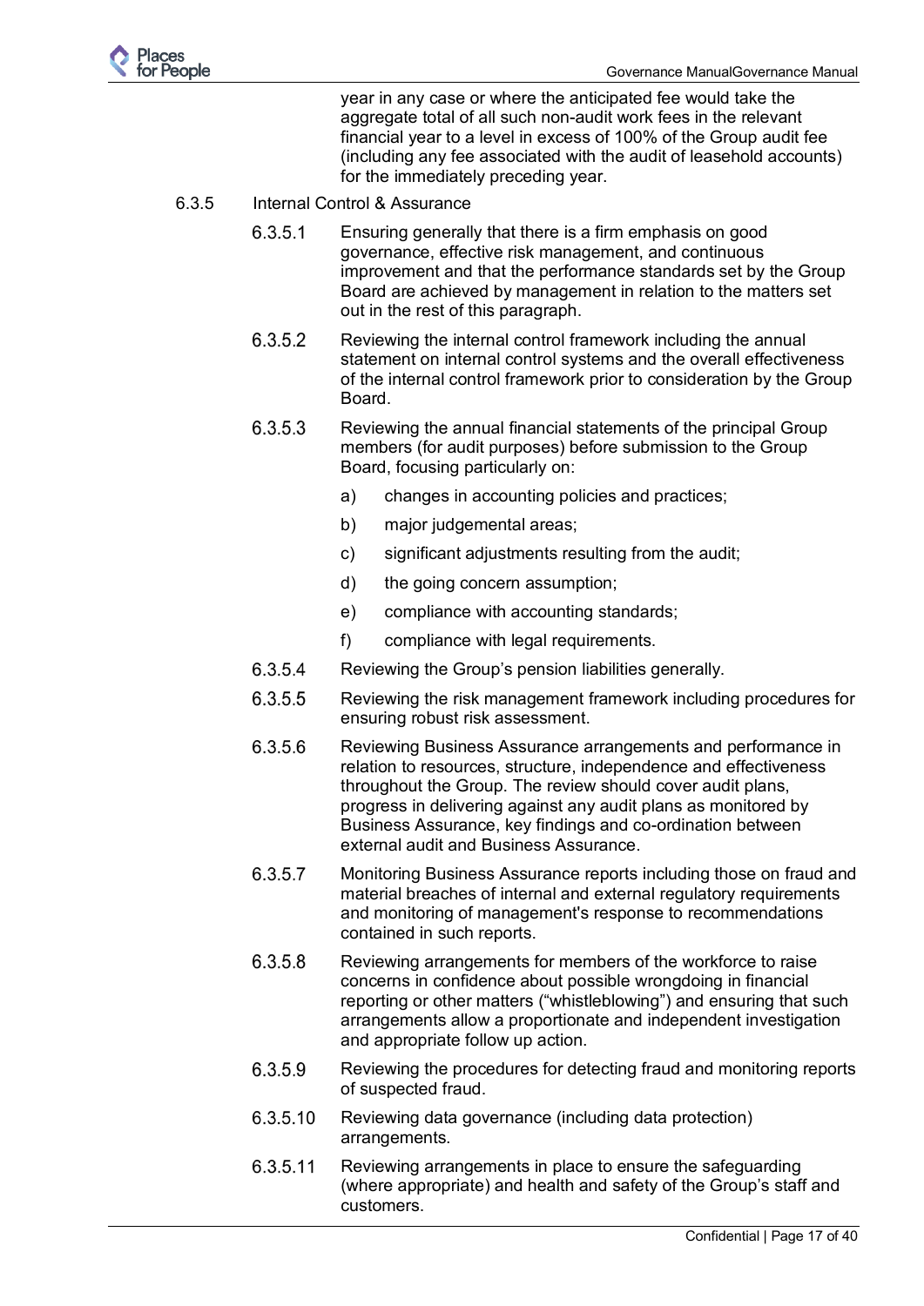year in any case or where the anticipated fee would take the aggregate total of all such non-audit work fees in the relevant financial year to a level in excess of 100% of the Group audit fee (including any fee associated with the audit of leasehold accounts) for the immediately preceding year.

6.3.5 Internal Control & Assurance

6.3.5.1 Ensuring generally that there is a firm emphasis on good governance, effective risk management, and continuous improvement and that the performance standards set by the Group Board are achieved by management in relation to the matters set out in the rest of this paragraph.

6.3.5.2 Reviewing the internal control framework including the annual statement on internal control systems and the overall effectiveness of the internal control framework prior to consideration by the Group Board.

6.3.5.3 Reviewing the annual financial statements of the principal Group members (for audit purposes) before submission to the Group Board, focusing particularly on:

a) changes in accounting policies and practices;

b) major judgemental areas;

c) significant adjustments resulting from the audit;

d) the going concern assumption;

e) compliance with accounting standards;

f) compliance with legal requirements.

6.3.5.4 Reviewing the Group's pension liabilities generally.

6.3.5.5 Reviewing the risk management framework including procedures for ensuring robust risk assessment.

6.3.5.6 Reviewing Business Assurance arrangements and performance in relation to resources, structure, independence and effectiveness throughout the Group. The review should cover audit plans, progress in delivering against any audit plans as monitored by Business Assurance, key findings and co-ordination between external audit and Business Assurance.

6.3.5.7 Monitoring Business Assurance reports including those on fraud and material breaches of internal and external regulatory requirements and monitoring of management's response to recommendations contained in such reports.

6.3.5.8 Reviewing arrangements for members of the workforce to raise concerns in confidence about possible wrongdoing in financial reporting or other matters ("whistleblowing") and ensuring that such arrangements allow a proportionate and independent investigation and appropriate follow up action.

6.3.5.9 Reviewing the procedures for detecting fraud and monitoring reports of suspected fraud.

6.3.5.10 Reviewing data governance (including data protection) arrangements.

6.3.5.11 Reviewing arrangements in place to ensure the safeguarding (where appropriate) and health and safety of the Group's staff and customers.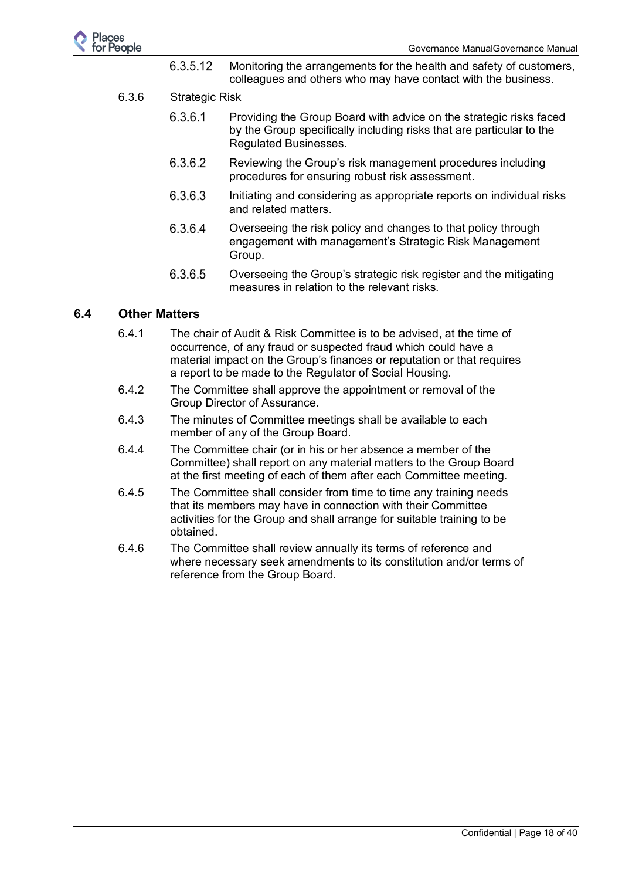6.3.5.12 Monitoring the arrangements for the health and safety of customers, colleagues and others who may have contact with the business.

6.3.6 Strategic Risk

6.3.6.1 Providing the Group Board with advice on the strategic risks faced by the Group specifically including risks that are particular to the Regulated Businesses.

6.3.6.2 Reviewing the Group's risk management procedures including procedures for ensuring robust risk assessment.

6.3.6.3 Initiating and considering as appropriate reports on individual risks and related matters.

6.3.6.4 Overseeing the risk policy and changes to that policy through engagement with management's Strategic Risk Management Group.

6.3.6.5 Overseeing the Group's strategic risk register and the mitigating measures in relation to the relevant risks.

## 6.4 Other Matters

6.4.1 The chair of Audit & Risk Committee is to be advised, at the time of occurrence, of any fraud or suspected fraud which could have a material impact on the Group's finances or reputation or that requires a report to be made to the Regulator of Social Housing.

6.4.2 The Committee shall approve the appointment or removal of the Group Director of Assurance.

6.4.3 The minutes of Committee meetings shall be available to each member of any of the Group Board.

6.4.4 The Committee chair (or in his or her absence a member of the Committee) shall report on any material matters to the Group Board at the first meeting of each of them after each Committee meeting.

6.4.5 The Committee shall consider from time to time any training needs that its members may have in connection with their Committee activities for the Group and shall arrange for suitable training to be obtained.

6.4.6 The Committee shall review annually its terms of reference and where necessary seek amendments to its constitution and/or terms of reference from the Group Board.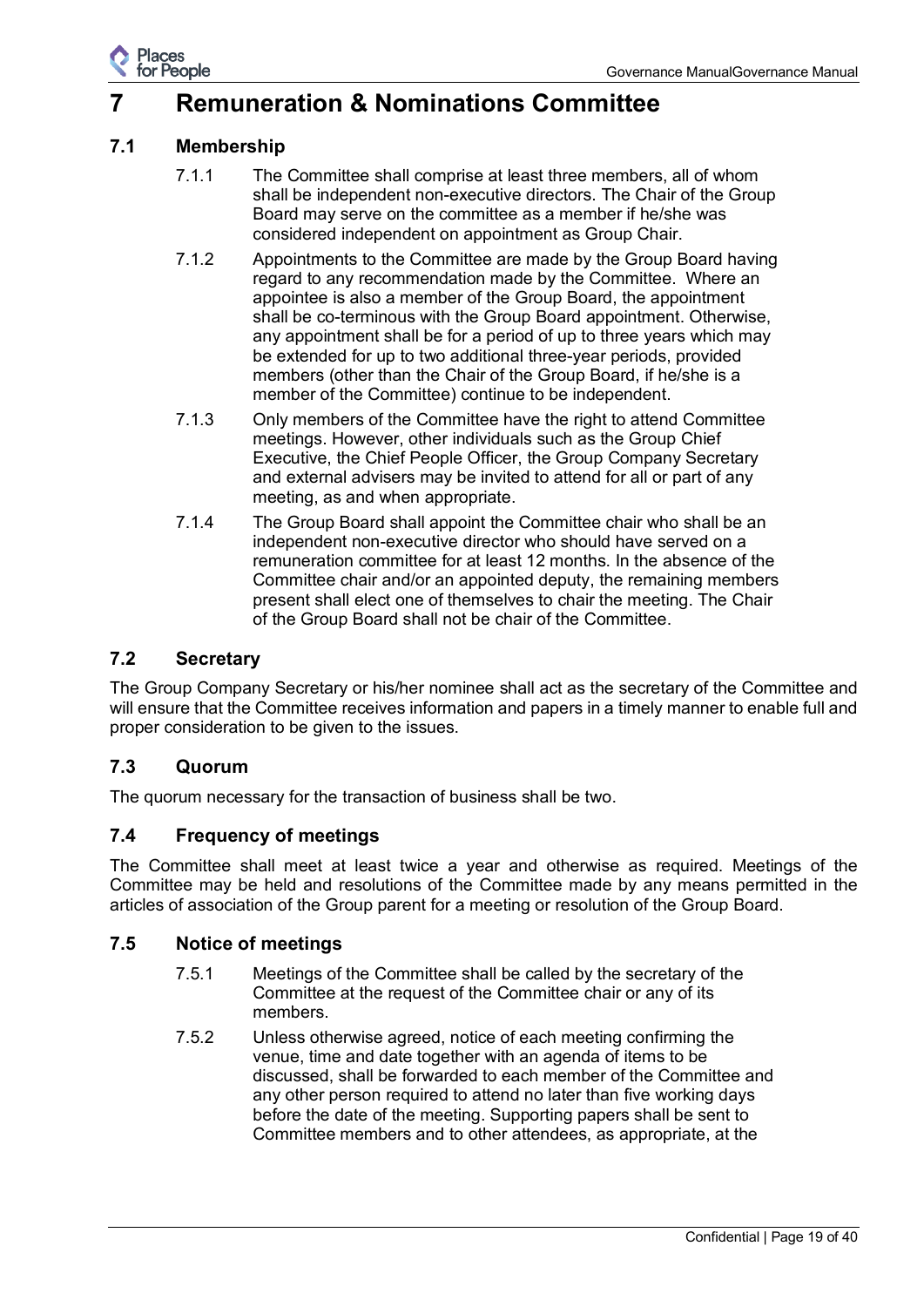# 7 Remuneration & Nominations Committee

## 7.1 Membership

7.1.1 The Committee shall comprise at least three members, all of whom shall be independent non-executive directors. The Chair of the Group Board may serve on the committee as a member if he/she was considered independent on appointment as Group Chair.

7.1.2 Appointments to the Committee are made by the Group Board having regard to any recommendation made by the Committee. Where an appointee is also a member of the Group Board, the appointment shall be co-terminous with the Group Board appointment. Otherwise, any appointment shall be for a period of up to three years which may be extended for up to two additional three-year periods, provided members (other than the Chair of the Group Board, if he/she is a member of the Committee) continue to be independent.

7.1.3 Only members of the Committee have the right to attend Committee meetings. However, other individuals such as the Group Chief Executive, the Chief People Officer, the Group Company Secretary and external advisers may be invited to attend for all or part of any meeting, as and when appropriate.

7.1.4 The Group Board shall appoint the Committee chair who shall be an independent non-executive director who should have served on a remuneration committee for at least 12 months. In the absence of the Committee chair and/or an appointed deputy, the remaining members present shall elect one of themselves to chair the meeting. The Chair of the Group Board shall not be chair of the Committee.

## 7.2 Secretary

The Group Company Secretary or his/her nominee shall act as the secretary of the Committee and will ensure that the Committee receives information and papers in a timely manner to enable full and proper consideration to be given to the issues.

## 7.3 Quorum

The quorum necessary for the transaction of business shall be two.

## 7.4 Frequency of meetings

The Committee shall meet at least twice a year and otherwise as required. Meetings of the Committee may be held and resolutions of the Committee made by any means permitted in the articles of association of the Group parent for a meeting or resolution of the Group Board.

## 7.5 Notice of meetings

7.5.1 Meetings of the Committee shall be called by the secretary of the Committee at the request of the Committee chair or any of its members.

7.5.2 Unless otherwise agreed, notice of each meeting confirming the venue, time and date together with an agenda of items to be discussed, shall be forwarded to each member of the Committee and any other person required to attend no later than five working days before the date of the meeting. Supporting papers shall be sent to Committee members and to other attendees, as appropriate, at the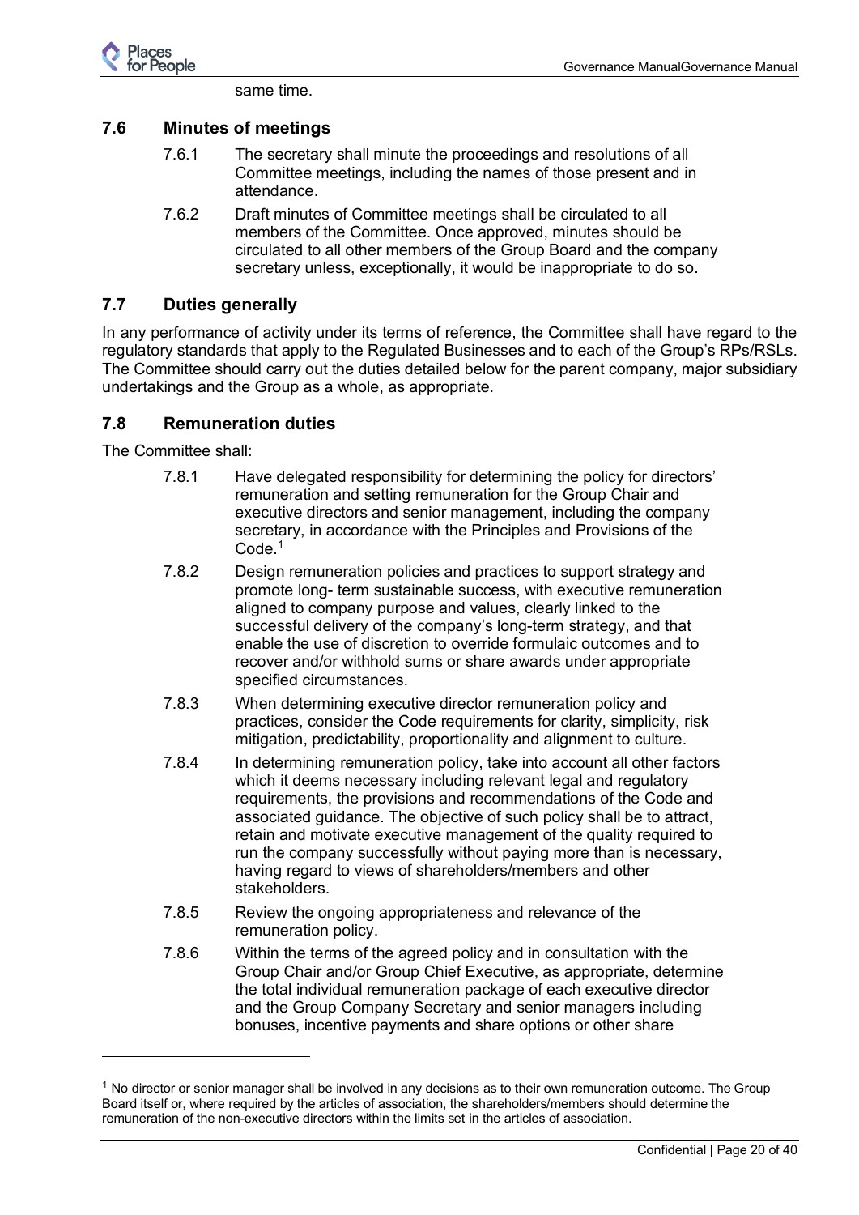same time.

## 7.6 Minutes of meetings

7.6.1 The secretary shall minute the proceedings and resolutions of all Committee meetings, including the names of those present and in attendance.

7.6.2 Draft minutes of Committee meetings shall be circulated to all members of the Committee. Once approved, minutes should be circulated to all other members of the Group Board and the company secretary unless, exceptionally, it would be inappropriate to do so.

## 7.7 Duties generally

In any performance of activity under its terms of reference, the Committee shall have regard to the regulatory standards that apply to the Regulated Businesses and to each of the Group's RPs/RSLs. The Committee should carry out the duties detailed below for the parent company, major subsidiary undertakings and the Group as a whole, as appropriate.

## 7.8 Remuneration duties

The Committee shall:

7.8.1 Have delegated responsibility for determining the policy for directors' remuneration and setting remuneration for the Group Chair and executive directors and senior management, including the company secretary, in accordance with the Principles and Provisions of the Code.[1]

7.8.2 Design remuneration policies and practices to support strategy and promote long- term sustainable success, with executive remuneration aligned to company purpose and values, clearly linked to the successful delivery of the company's long-term strategy, and that enable the use of discretion to override formulaic outcomes and to recover and/or withhold sums or share awards under appropriate specified circumstances.

7.8.3 When determining executive director remuneration policy and practices, consider the Code requirements for clarity, simplicity, risk mitigation, predictability, proportionality and alignment to culture.

7.8.4 In determining remuneration policy, take into account all other factors which it deems necessary including relevant legal and regulatory requirements, the provisions and recommendations of the Code and associated guidance. The objective of such policy shall be to attract, retain and motivate executive management of the quality required to run the company successfully without paying more than is necessary, having regard to views of shareholders/members and other stakeholders.

7.8.5 Review the ongoing appropriateness and relevance of the remuneration policy.

7.8.6 Within the terms of the agreed policy and in consultation with the Group Chair and/or Group Chief Executive, as appropriate, determine the total individual remuneration package of each executive director and the Group Company Secretary and senior managers including bonuses, incentive payments and share options or other share

---

[1] No director or senior manager shall be involved in any decisions as to their own remuneration outcome. The Group Board itself or, where required by the articles of association, the shareholders/members should determine the remuneration of the non-executive directors within the limits set in the articles of association.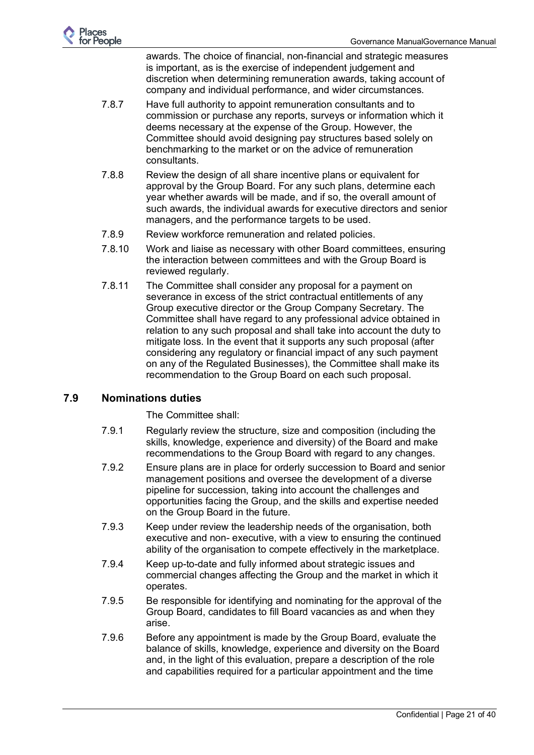awards. The choice of financial, non-financial and strategic measures is important, as is the exercise of independent judgement and discretion when determining remuneration awards, taking account of company and individual performance, and wider circumstances.

7.8.7 Have full authority to appoint remuneration consultants and to commission or purchase any reports, surveys or information which it deems necessary at the expense of the Group. However, the Committee should avoid designing pay structures based solely on benchmarking to the market or on the advice of remuneration consultants.

7.8.8 Review the design of all share incentive plans or equivalent for approval by the Group Board. For any such plans, determine each year whether awards will be made, and if so, the overall amount of such awards, the individual awards for executive directors and senior managers, and the performance targets to be used.

7.8.9 Review workforce remuneration and related policies.

7.8.10 Work and liaise as necessary with other Board committees, ensuring the interaction between committees and with the Group Board is reviewed regularly.

7.8.11 The Committee shall consider any proposal for a payment on severance in excess of the strict contractual entitlements of any Group executive director or the Group Company Secretary. The Committee shall have regard to any professional advice obtained in relation to any such proposal and shall take into account the duty to mitigate loss. In the event that it supports any such proposal (after considering any regulatory or financial impact of any such payment on any of the Regulated Businesses), the Committee shall make its recommendation to the Group Board on each such proposal.

## 7.9 Nominations duties

The Committee shall:

7.9.1 Regularly review the structure, size and composition (including the skills, knowledge, experience and diversity) of the Board and make recommendations to the Group Board with regard to any changes.

7.9.2 Ensure plans are in place for orderly succession to Board and senior management positions and oversee the development of a diverse pipeline for succession, taking into account the challenges and opportunities facing the Group, and the skills and expertise needed on the Group Board in the future.

7.9.3 Keep under review the leadership needs of the organisation, both executive and non- executive, with a view to ensuring the continued ability of the organisation to compete effectively in the marketplace.

7.9.4 Keep up-to-date and fully informed about strategic issues and commercial changes affecting the Group and the market in which it operates.

7.9.5 Be responsible for identifying and nominating for the approval of the Group Board, candidates to fill Board vacancies as and when they arise.

7.9.6 Before any appointment is made by the Group Board, evaluate the balance of skills, knowledge, experience and diversity on the Board and, in the light of this evaluation, prepare a description of the role and capabilities required for a particular appointment and the time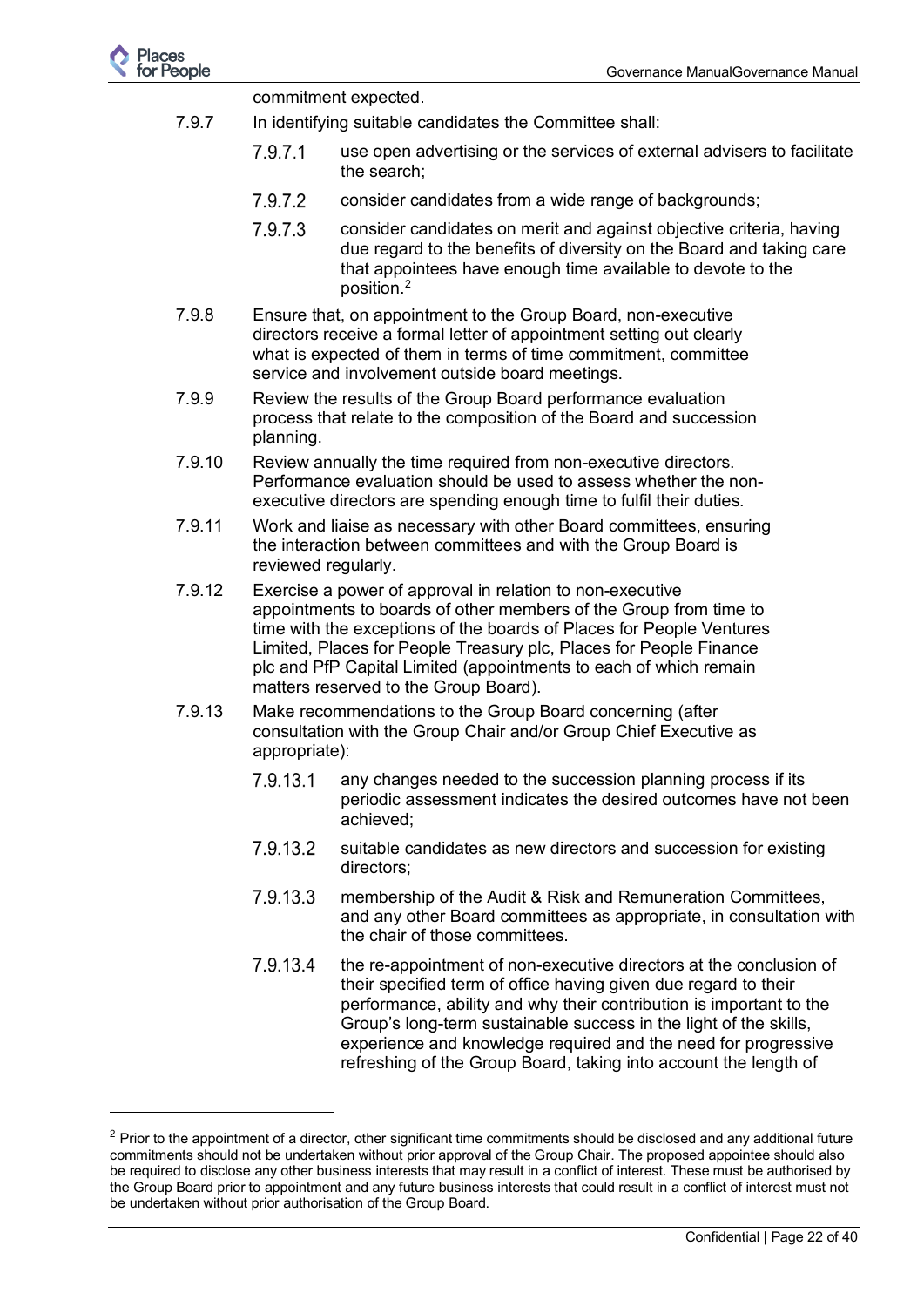commitment expected.

7.9.7 In identifying suitable candidates the Committee shall:

7.9.7.1 use open advertising or the services of external advisers to facilitate the search;

7.9.7.2 consider candidates from a wide range of backgrounds;

7.9.7.3 consider candidates on merit and against objective criteria, having due regard to the benefits of diversity on the Board and taking care that appointees have enough time available to devote to the position.[2]

7.9.8 Ensure that, on appointment to the Group Board, non-executive directors receive a formal letter of appointment setting out clearly what is expected of them in terms of time commitment, committee service and involvement outside board meetings.

7.9.9 Review the results of the Group Board performance evaluation process that relate to the composition of the Board and succession planning.

7.9.10 Review annually the time required from non-executive directors. Performance evaluation should be used to assess whether the non-executive directors are spending enough time to fulfil their duties.

7.9.11 Work and liaise as necessary with other Board committees, ensuring the interaction between committees and with the Group Board is reviewed regularly.

7.9.12 Exercise a power of approval in relation to non-executive appointments to boards of other members of the Group from time to time with the exceptions of the boards of Places for People Ventures Limited, Places for People Treasury plc, Places for People Finance plc and PfP Capital Limited (appointments to each of which remain matters reserved to the Group Board).

7.9.13 Make recommendations to the Group Board concerning (after consultation with the Group Chair and/or Group Chief Executive as appropriate):

7.9.13.1 any changes needed to the succession planning process if its periodic assessment indicates the desired outcomes have not been achieved;

7.9.13.2 suitable candidates as new directors and succession for existing directors;

7.9.13.3 membership of the Audit & Risk and Remuneration Committees, and any other Board committees as appropriate, in consultation with the chair of those committees.

7.9.13.4 the re-appointment of non-executive directors at the conclusion of their specified term of office having given due regard to their performance, ability and why their contribution is important to the Group's long-term sustainable success in the light of the skills, experience and knowledge required and the need for progressive refreshing of the Group Board, taking into account the length of

---

[2] Prior to the appointment of a director, other significant time commitments should be disclosed and any additional future commitments should not be undertaken without prior approval of the Group Chair. The proposed appointee should also be required to disclose any other business interests that may result in a conflict of interest. These must be authorised by the Group Board prior to appointment and any future business interests that could result in a conflict of interest must not be undertaken without prior authorisation of the Group Board.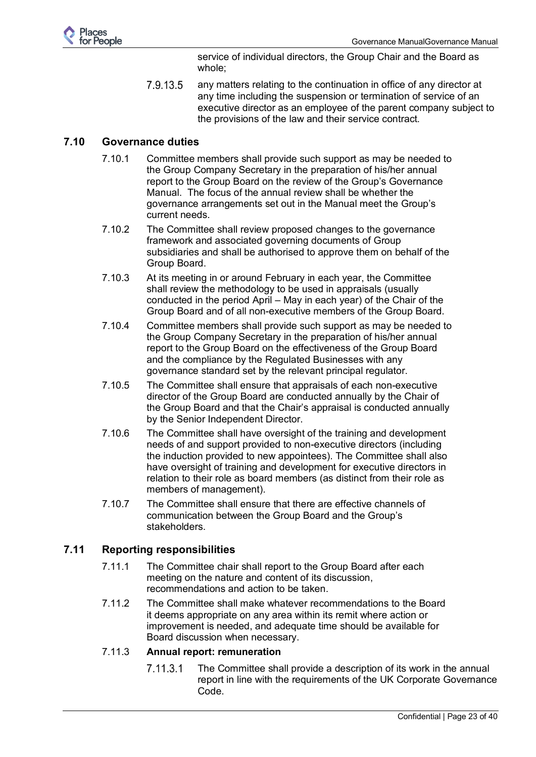service of individual directors, the Group Chair and the Board as whole;

7.9.13.5 any matters relating to the continuation in office of any director at any time including the suspension or termination of service of an executive director as an employee of the parent company subject to the provisions of the law and their service contract.

## 7.10 Governance duties

7.10.1 Committee members shall provide such support as may be needed to the Group Company Secretary in the preparation of his/her annual report to the Group Board on the review of the Group's Governance Manual. The focus of the annual review shall be whether the governance arrangements set out in the Manual meet the Group's current needs.

7.10.2 The Committee shall review proposed changes to the governance framework and associated governing documents of Group subsidiaries and shall be authorised to approve them on behalf of the Group Board.

7.10.3 At its meeting in or around February in each year, the Committee shall review the methodology to be used in appraisals (usually conducted in the period April – May in each year) of the Chair of the Group Board and of all non-executive members of the Group Board.

7.10.4 Committee members shall provide such support as may be needed to the Group Company Secretary in the preparation of his/her annual report to the Group Board on the effectiveness of the Group Board and the compliance by the Regulated Businesses with any governance standard set by the relevant principal regulator.

7.10.5 The Committee shall ensure that appraisals of each non-executive director of the Group Board are conducted annually by the Chair of the Group Board and that the Chair's appraisal is conducted annually by the Senior Independent Director.

7.10.6 The Committee shall have oversight of the training and development needs of and support provided to non-executive directors (including the induction provided to new appointees). The Committee shall also have oversight of training and development for executive directors in relation to their role as board members (as distinct from their role as members of management).

7.10.7 The Committee shall ensure that there are effective channels of communication between the Group Board and the Group's stakeholders.

## 7.11 Reporting responsibilities

7.11.1 The Committee chair shall report to the Group Board after each meeting on the nature and content of its discussion, recommendations and action to be taken.

7.11.2 The Committee shall make whatever recommendations to the Board it deems appropriate on any area within its remit where action or improvement is needed, and adequate time should be available for Board discussion when necessary.

7.11.3 **Annual report: remuneration**

7.11.3.1 The Committee shall provide a description of its work in the annual report in line with the requirements of the UK Corporate Governance Code.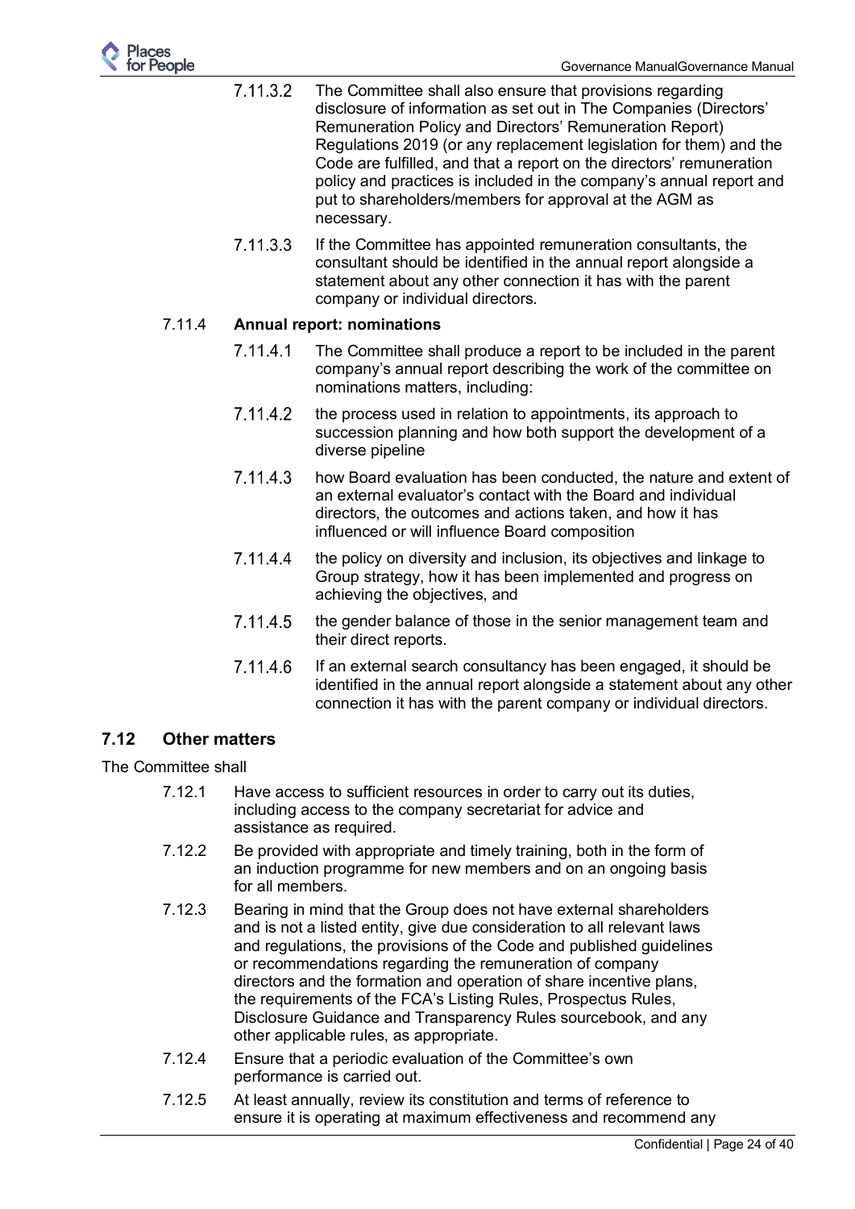7.11.3.2 The Committee shall also ensure that provisions regarding disclosure of information as set out in The Companies (Directors' Remuneration Policy and Directors' Remuneration Report) Regulations 2019 (or any replacement legislation for them) and the Code are fulfilled, and that a report on the directors' remuneration policy and practices is included in the company's annual report and put to shareholders/members for approval at the AGM as necessary.

7.11.3.3 If the Committee has appointed remuneration consultants, the consultant should be identified in the annual report alongside a statement about any other connection it has with the parent company or individual directors.

7.11.4 **Annual report: nominations**

7.11.4.1 The Committee shall produce a report to be included in the parent company's annual report describing the work of the committee on nominations matters, including:

7.11.4.2 the process used in relation to appointments, its approach to succession planning and how both support the development of a diverse pipeline

7.11.4.3 how Board evaluation has been conducted, the nature and extent of an external evaluator's contact with the Board and individual directors, the outcomes and actions taken, and how it has influenced or will influence Board composition

7.11.4.4 the policy on diversity and inclusion, its objectives and linkage to Group strategy, how it has been implemented and progress on achieving the objectives, and

7.11.4.5 the gender balance of those in the senior management team and their direct reports.

7.11.4.6 If an external search consultancy has been engaged, it should be identified in the annual report alongside a statement about any other connection it has with the parent company or individual directors.

## 7.12 Other matters

The Committee shall

7.12.1 Have access to sufficient resources in order to carry out its duties, including access to the company secretariat for advice and assistance as required.

7.12.2 Be provided with appropriate and timely training, both in the form of an induction programme for new members and on an ongoing basis for all members.

7.12.3 Bearing in mind that the Group does not have external shareholders and is not a listed entity, give due consideration to all relevant laws and regulations, the provisions of the Code and published guidelines or recommendations regarding the remuneration of company directors and the formation and operation of share incentive plans, the requirements of the FCA's Listing Rules, Prospectus Rules, Disclosure Guidance and Transparency Rules sourcebook, and any other applicable rules, as appropriate.

7.12.4 Ensure that a periodic evaluation of the Committee's own performance is carried out.

7.12.5 At least annually, review its constitution and terms of reference to ensure it is operating at maximum effectiveness and recommend any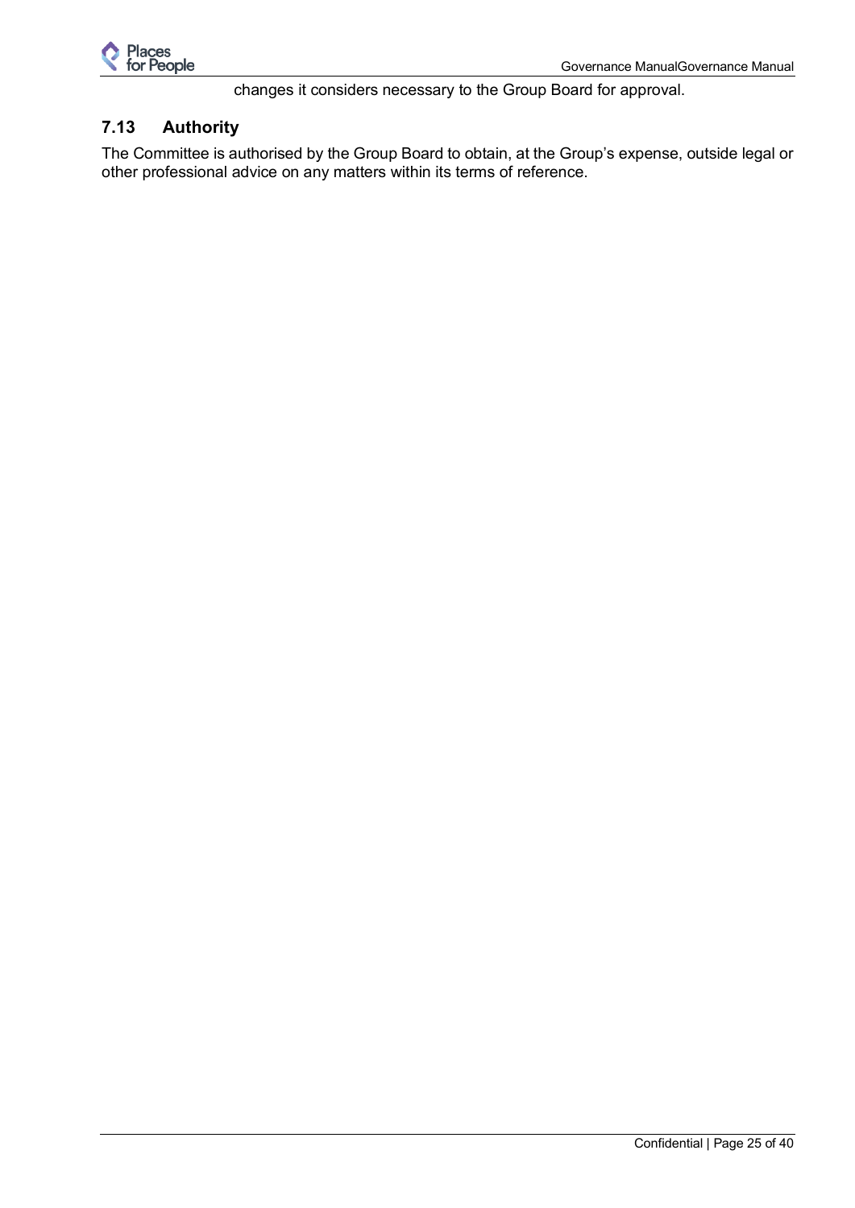changes it considers necessary to the Group Board for approval.

## 7.13 Authority

The Committee is authorised by the Group Board to obtain, at the Group's expense, outside legal or other professional advice on any matters within its terms of reference.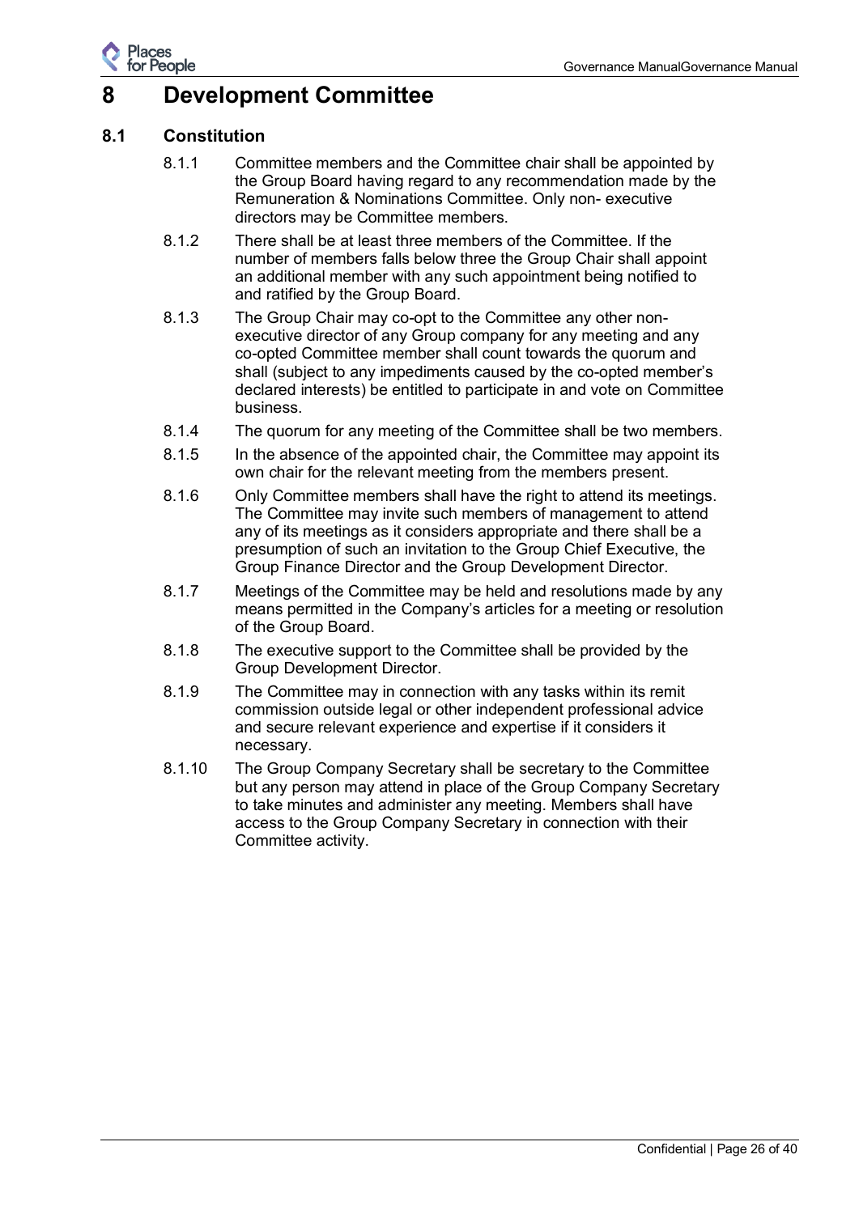# 8 Development Committee

## 8.1 Constitution

8.1.1 Committee members and the Committee chair shall be appointed by the Group Board having regard to any recommendation made by the Remuneration & Nominations Committee. Only non- executive directors may be Committee members.

8.1.2 There shall be at least three members of the Committee. If the number of members falls below three the Group Chair shall appoint an additional member with any such appointment being notified to and ratified by the Group Board.

8.1.3 The Group Chair may co-opt to the Committee any other non-executive director of any Group company for any meeting and any co-opted Committee member shall count towards the quorum and shall (subject to any impediments caused by the co-opted member's declared interests) be entitled to participate in and vote on Committee business.

8.1.4 The quorum for any meeting of the Committee shall be two members.

8.1.5 In the absence of the appointed chair, the Committee may appoint its own chair for the relevant meeting from the members present.

8.1.6 Only Committee members shall have the right to attend its meetings. The Committee may invite such members of management to attend any of its meetings as it considers appropriate and there shall be a presumption of such an invitation to the Group Chief Executive, the Group Finance Director and the Group Development Director.

8.1.7 Meetings of the Committee may be held and resolutions made by any means permitted in the Company's articles for a meeting or resolution of the Group Board.

8.1.8 The executive support to the Committee shall be provided by the Group Development Director.

8.1.9 The Committee may in connection with any tasks within its remit commission outside legal or other independent professional advice and secure relevant experience and expertise if it considers it necessary.

8.1.10 The Group Company Secretary shall be secretary to the Committee but any person may attend in place of the Group Company Secretary to take minutes and administer any meeting. Members shall have access to the Group Company Secretary in connection with their Committee activity.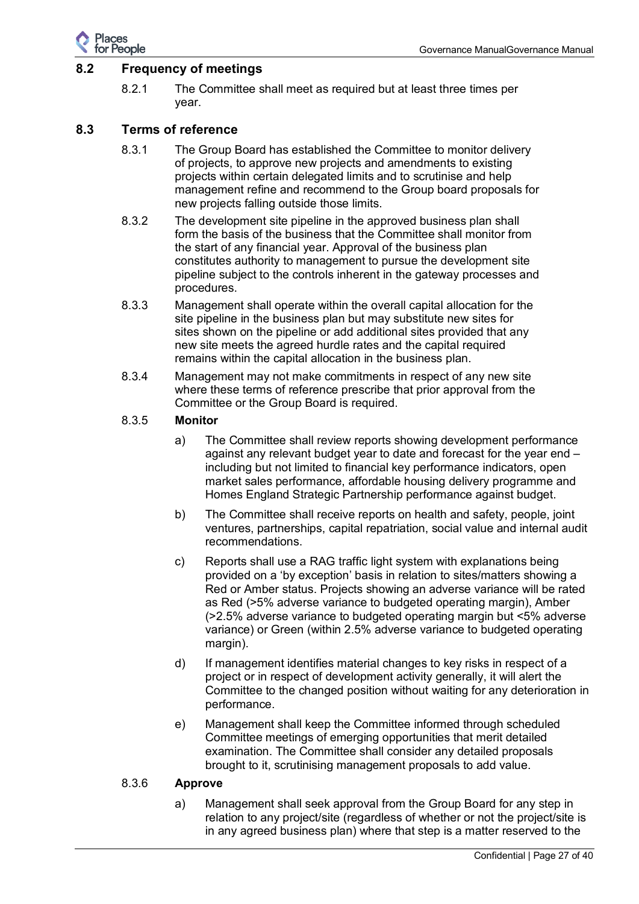## 8.2 Frequency of meetings

8.2.1 The Committee shall meet as required but at least three times per year.

## 8.3 Terms of reference

8.3.1 The Group Board has established the Committee to monitor delivery of projects, to approve new projects and amendments to existing projects within certain delegated limits and to scrutinise and help management refine and recommend to the Group board proposals for new projects falling outside those limits.

8.3.2 The development site pipeline in the approved business plan shall form the basis of the business that the Committee shall monitor from the start of any financial year. Approval of the business plan constitutes authority to management to pursue the development site pipeline subject to the controls inherent in the gateway processes and procedures.

8.3.3 Management shall operate within the overall capital allocation for the site pipeline in the business plan but may substitute new sites for sites shown on the pipeline or add additional sites provided that any new site meets the agreed hurdle rates and the capital required remains within the capital allocation in the business plan.

8.3.4 Management may not make commitments in respect of any new site where these terms of reference prescribe that prior approval from the Committee or the Group Board is required.

8.3.5 **Monitor**

a) The Committee shall review reports showing development performance against any relevant budget year to date and forecast for the year end – including but not limited to financial key performance indicators, open market sales performance, affordable housing delivery programme and Homes England Strategic Partnership performance against budget.

b) The Committee shall receive reports on health and safety, people, joint ventures, partnerships, capital repatriation, social value and internal audit recommendations.

c) Reports shall use a RAG traffic light system with explanations being provided on a 'by exception' basis in relation to sites/matters showing a Red or Amber status. Projects showing an adverse variance will be rated as Red (>5% adverse variance to budgeted operating margin), Amber (>2.5% adverse variance to budgeted operating margin but <5% adverse variance) or Green (within 2.5% adverse variance to budgeted operating margin).

d) If management identifies material changes to key risks in respect of a project or in respect of development activity generally, it will alert the Committee to the changed position without waiting for any deterioration in performance.

e) Management shall keep the Committee informed through scheduled Committee meetings of emerging opportunities that merit detailed examination. The Committee shall consider any detailed proposals brought to it, scrutinising management proposals to add value.

8.3.6 **Approve**

a) Management shall seek approval from the Group Board for any step in relation to any project/site (regardless of whether or not the project/site is in any agreed business plan) where that step is a matter reserved to the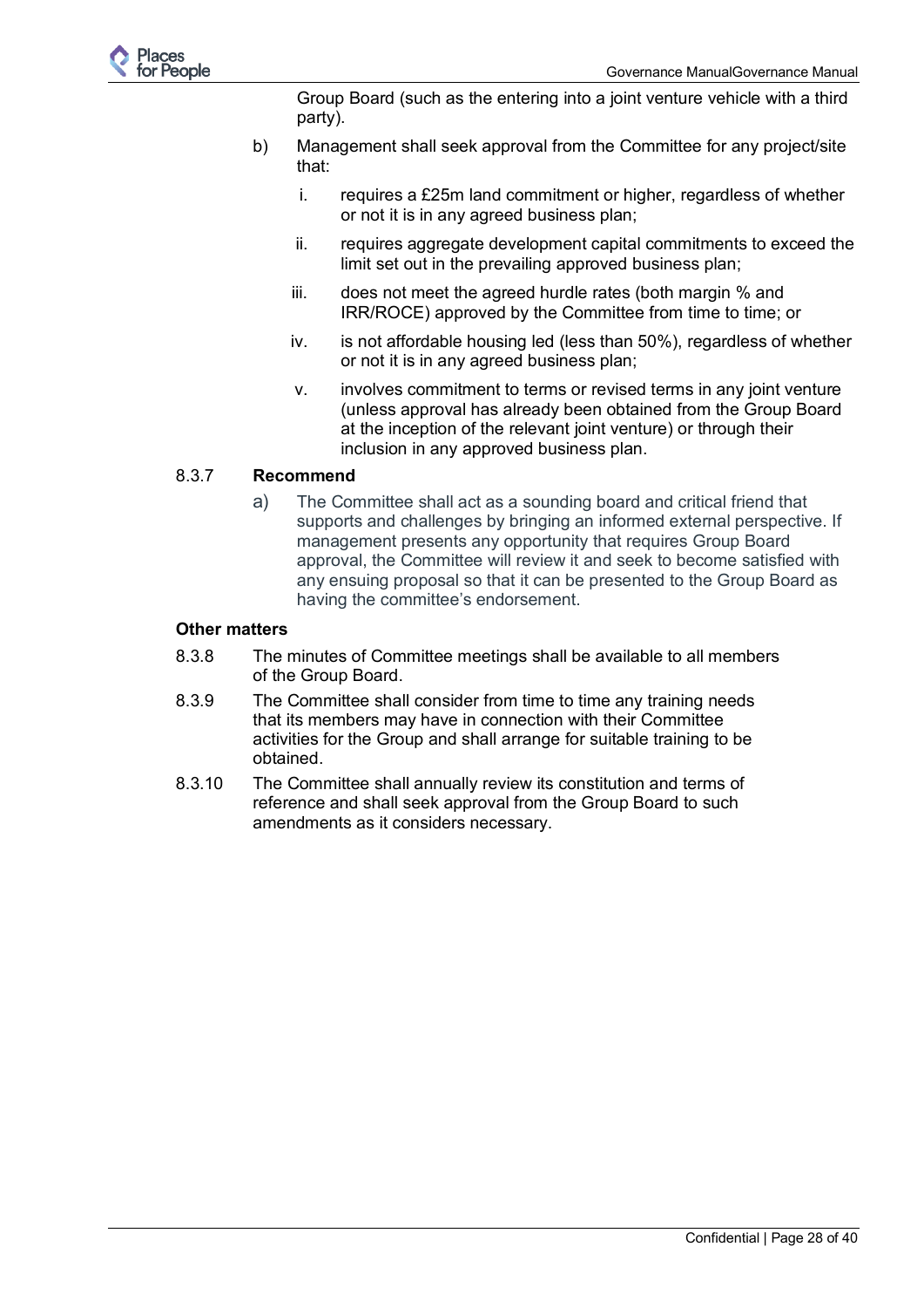Group Board (such as the entering into a joint venture vehicle with a third party).

b) Management shall seek approval from the Committee for any project/site that:

   i. requires a £25m land commitment or higher, regardless of whether or not it is in any agreed business plan;

   ii. requires aggregate development capital commitments to exceed the limit set out in the prevailing approved business plan;

   iii. does not meet the agreed hurdle rates (both margin % and IRR/ROCE) approved by the Committee from time to time; or

   iv. is not affordable housing led (less than 50%), regardless of whether or not it is in any agreed business plan;

   v. involves commitment to terms or revised terms in any joint venture (unless approval has already been obtained from the Group Board at the inception of the relevant joint venture) or through their inclusion in any approved business plan.

8.3.7 **Recommend**

a) The Committee shall act as a sounding board and critical friend that supports and challenges by bringing an informed external perspective. If management presents any opportunity that requires Group Board approval, the Committee will review it and seek to become satisfied with any ensuing proposal so that it can be presented to the Group Board as having the committee's endorsement.

**Other matters**

8.3.8 The minutes of Committee meetings shall be available to all members of the Group Board.

8.3.9 The Committee shall consider from time to time any training needs that its members may have in connection with their Committee activities for the Group and shall arrange for suitable training to be obtained.

8.3.10 The Committee shall annually review its constitution and terms of reference and shall seek approval from the Group Board to such amendments as it considers necessary.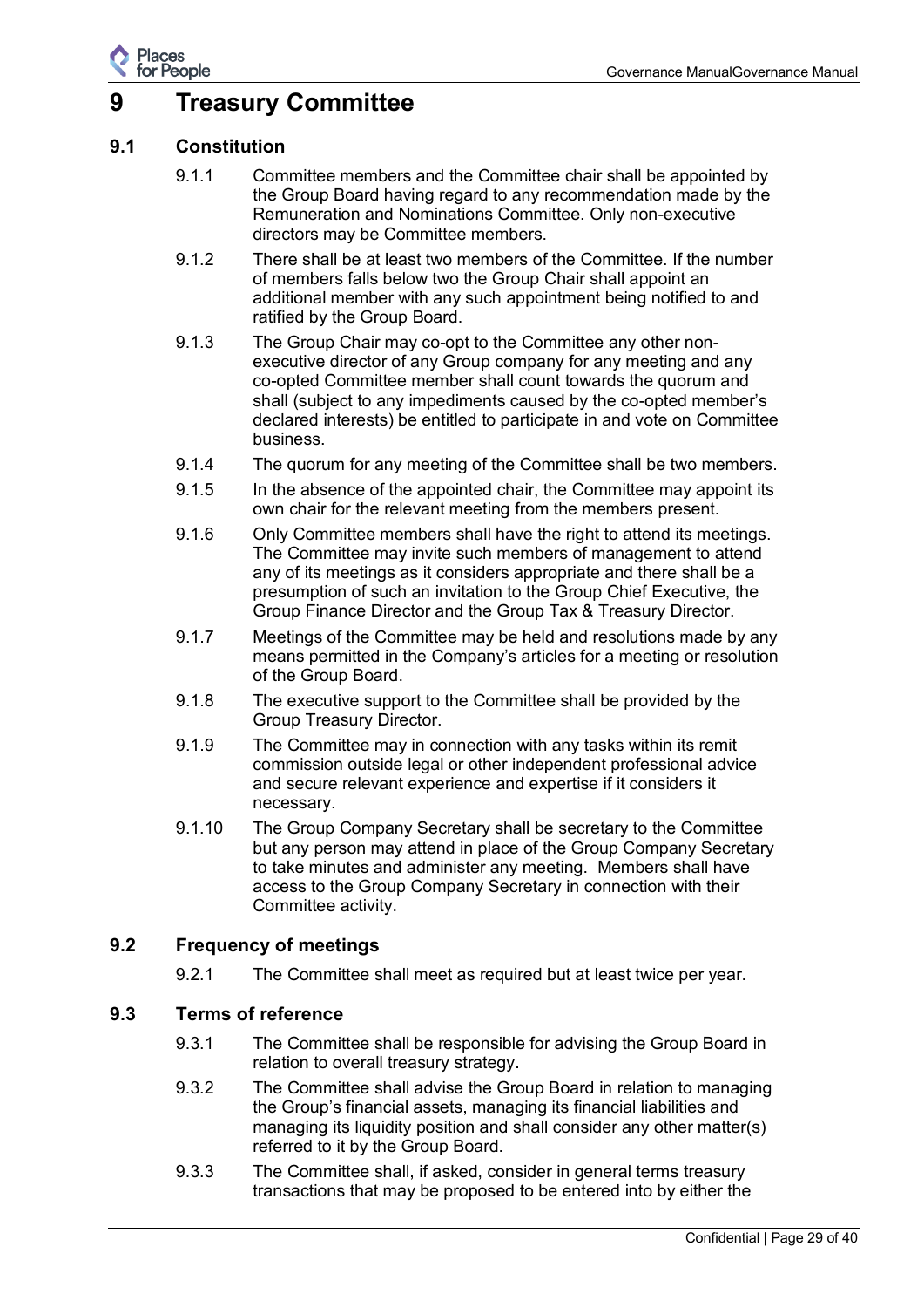# 9 Treasury Committee

## 9.1 Constitution

9.1.1 Committee members and the Committee chair shall be appointed by the Group Board having regard to any recommendation made by the Remuneration and Nominations Committee. Only non-executive directors may be Committee members.

9.1.2 There shall be at least two members of the Committee. If the number of members falls below two the Group Chair shall appoint an additional member with any such appointment being notified to and ratified by the Group Board.

9.1.3 The Group Chair may co-opt to the Committee any other non-executive director of any Group company for any meeting and any co-opted Committee member shall count towards the quorum and shall (subject to any impediments caused by the co-opted member's declared interests) be entitled to participate in and vote on Committee business.

9.1.4 The quorum for any meeting of the Committee shall be two members.

9.1.5 In the absence of the appointed chair, the Committee may appoint its own chair for the relevant meeting from the members present.

9.1.6 Only Committee members shall have the right to attend its meetings. The Committee may invite such members of management to attend any of its meetings as it considers appropriate and there shall be a presumption of such an invitation to the Group Chief Executive, the Group Finance Director and the Group Tax & Treasury Director.

9.1.7 Meetings of the Committee may be held and resolutions made by any means permitted in the Company's articles for a meeting or resolution of the Group Board.

9.1.8 The executive support to the Committee shall be provided by the Group Treasury Director.

9.1.9 The Committee may in connection with any tasks within its remit commission outside legal or other independent professional advice and secure relevant experience and expertise if it considers it necessary.

9.1.10 The Group Company Secretary shall be secretary to the Committee but any person may attend in place of the Group Company Secretary to take minutes and administer any meeting. Members shall have access to the Group Company Secretary in connection with their Committee activity.

## 9.2 Frequency of meetings

9.2.1 The Committee shall meet as required but at least twice per year.

## 9.3 Terms of reference

9.3.1 The Committee shall be responsible for advising the Group Board in relation to overall treasury strategy.

9.3.2 The Committee shall advise the Group Board in relation to managing the Group's financial assets, managing its financial liabilities and managing its liquidity position and shall consider any other matter(s) referred to it by the Group Board.

9.3.3 The Committee shall, if asked, consider in general terms treasury transactions that may be proposed to be entered into by either the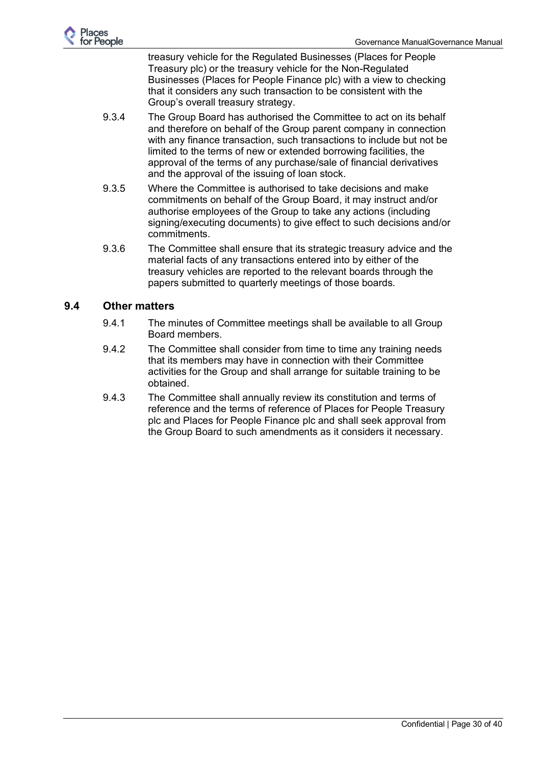treasury vehicle for the Regulated Businesses (Places for People Treasury plc) or the treasury vehicle for the Non-Regulated Businesses (Places for People Finance plc) with a view to checking that it considers any such transaction to be consistent with the Group's overall treasury strategy.

9.3.4 The Group Board has authorised the Committee to act on its behalf and therefore on behalf of the Group parent company in connection with any finance transaction, such transactions to include but not be limited to the terms of new or extended borrowing facilities, the approval of the terms of any purchase/sale of financial derivatives and the approval of the issuing of loan stock.

9.3.5 Where the Committee is authorised to take decisions and make commitments on behalf of the Group Board, it may instruct and/or authorise employees of the Group to take any actions (including signing/executing documents) to give effect to such decisions and/or commitments.

9.3.6 The Committee shall ensure that its strategic treasury advice and the material facts of any transactions entered into by either of the treasury vehicles are reported to the relevant boards through the papers submitted to quarterly meetings of those boards.

### 9.4 Other matters

9.4.1 The minutes of Committee meetings shall be available to all Group Board members.

9.4.2 The Committee shall consider from time to time any training needs that its members may have in connection with their Committee activities for the Group and shall arrange for suitable training to be obtained.

9.4.3 The Committee shall annually review its constitution and terms of reference and the terms of reference of Places for People Treasury plc and Places for People Finance plc and shall seek approval from the Group Board to such amendments as it considers it necessary.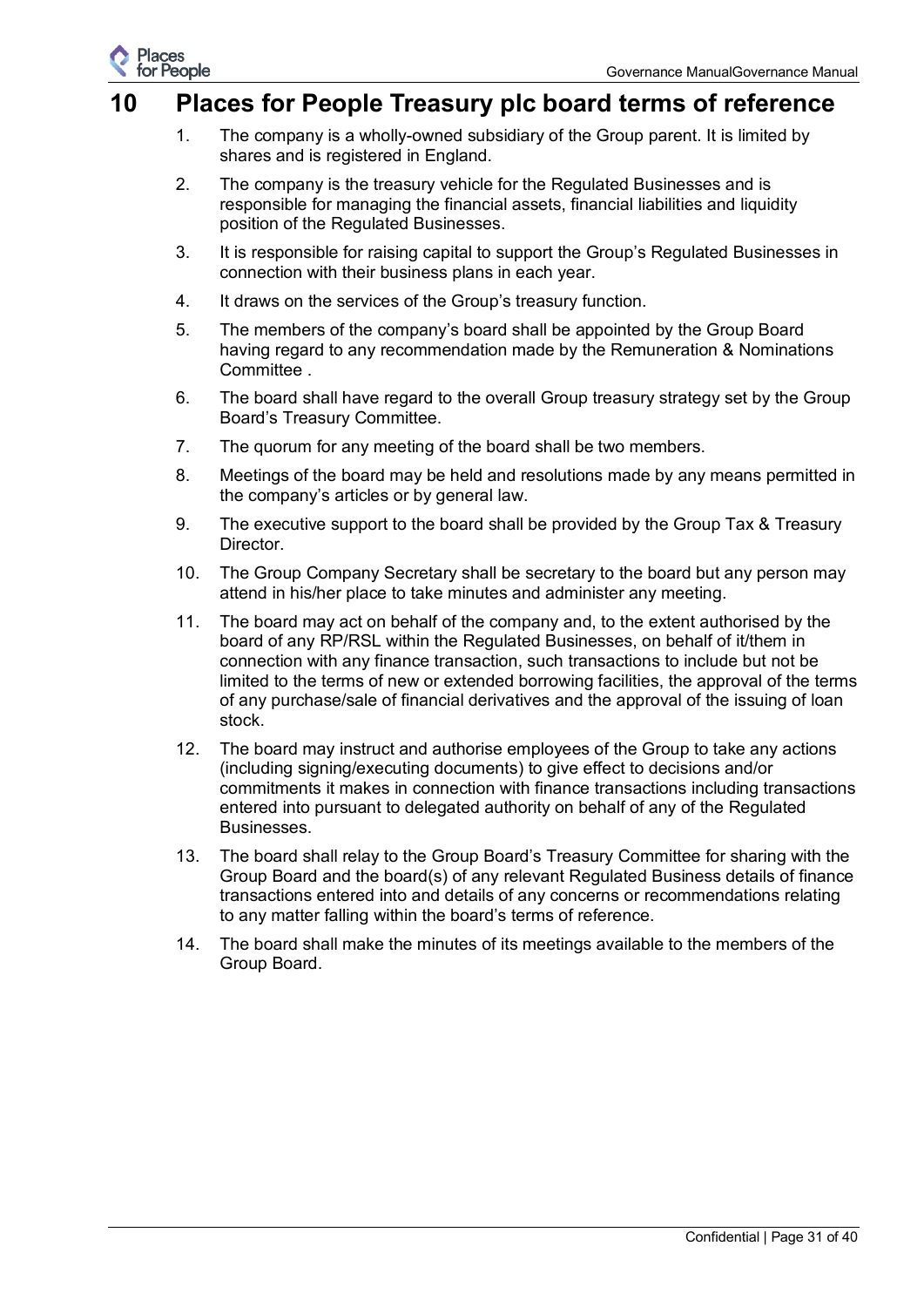# 10 Places for People Treasury plc board terms of reference

1. The company is a wholly-owned subsidiary of the Group parent. It is limited by shares and is registered in England.
2. The company is the treasury vehicle for the Regulated Businesses and is responsible for managing the financial assets, financial liabilities and liquidity position of the Regulated Businesses.
3. It is responsible for raising capital to support the Group's Regulated Businesses in connection with their business plans in each year.
4. It draws on the services of the Group's treasury function.
5. The members of the company's board shall be appointed by the Group Board having regard to any recommendation made by the Remuneration & Nominations Committee .
6. The board shall have regard to the overall Group treasury strategy set by the Group Board's Treasury Committee.
7. The quorum for any meeting of the board shall be two members.
8. Meetings of the board may be held and resolutions made by any means permitted in the company's articles or by general law.
9. The executive support to the board shall be provided by the Group Tax & Treasury Director.
10. The Group Company Secretary shall be secretary to the board but any person may attend in his/her place to take minutes and administer any meeting.
11. The board may act on behalf of the company and, to the extent authorised by the board of any RP/RSL within the Regulated Businesses, on behalf of it/them in connection with any finance transaction, such transactions to include but not be limited to the terms of new or extended borrowing facilities, the approval of the terms of any purchase/sale of financial derivatives and the approval of the issuing of loan stock.
12. The board may instruct and authorise employees of the Group to take any actions (including signing/executing documents) to give effect to decisions and/or commitments it makes in connection with finance transactions including transactions entered into pursuant to delegated authority on behalf of any of the Regulated Businesses.
13. The board shall relay to the Group Board's Treasury Committee for sharing with the Group Board and the board(s) of any relevant Regulated Business details of finance transactions entered into and details of any concerns or recommendations relating to any matter falling within the board's terms of reference.
14. The board shall make the minutes of its meetings available to the members of the Group Board.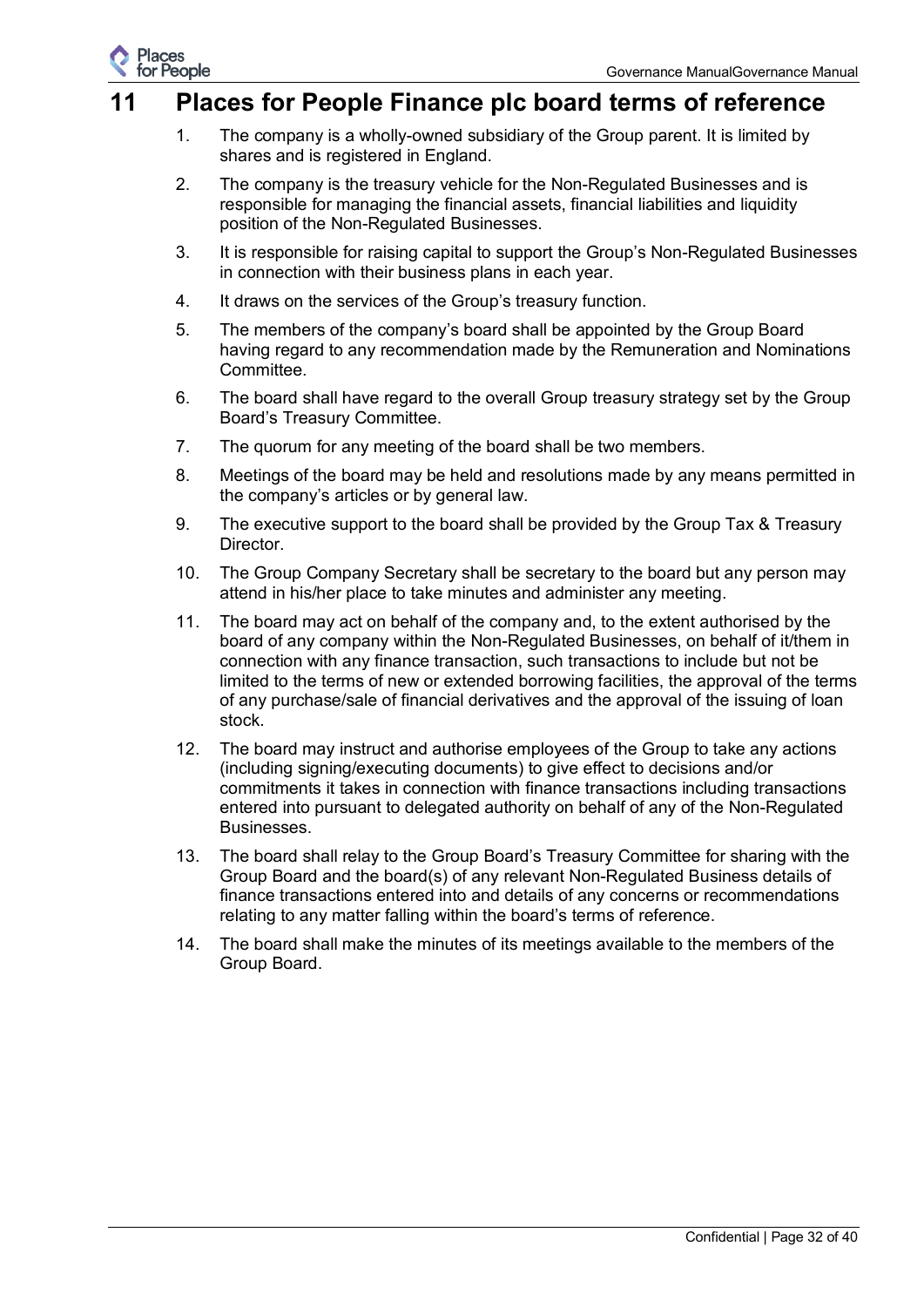# 11 Places for People Finance plc board terms of reference

1. The company is a wholly-owned subsidiary of the Group parent. It is limited by shares and is registered in England.
2. The company is the treasury vehicle for the Non-Regulated Businesses and is responsible for managing the financial assets, financial liabilities and liquidity position of the Non-Regulated Businesses.
3. It is responsible for raising capital to support the Group's Non-Regulated Businesses in connection with their business plans in each year.
4. It draws on the services of the Group's treasury function.
5. The members of the company's board shall be appointed by the Group Board having regard to any recommendation made by the Remuneration and Nominations Committee.
6. The board shall have regard to the overall Group treasury strategy set by the Group Board's Treasury Committee.
7. The quorum for any meeting of the board shall be two members.
8. Meetings of the board may be held and resolutions made by any means permitted in the company's articles or by general law.
9. The executive support to the board shall be provided by the Group Tax & Treasury Director.
10. The Group Company Secretary shall be secretary to the board but any person may attend in his/her place to take minutes and administer any meeting.
11. The board may act on behalf of the company and, to the extent authorised by the board of any company within the Non-Regulated Businesses, on behalf of it/them in connection with any finance transaction, such transactions to include but not be limited to the terms of new or extended borrowing facilities, the approval of the terms of any purchase/sale of financial derivatives and the approval of the issuing of loan stock.
12. The board may instruct and authorise employees of the Group to take any actions (including signing/executing documents) to give effect to decisions and/or commitments it takes in connection with finance transactions including transactions entered into pursuant to delegated authority on behalf of any of the Non-Regulated Businesses.
13. The board shall relay to the Group Board's Treasury Committee for sharing with the Group Board and the board(s) of any relevant Non-Regulated Business details of finance transactions entered into and details of any concerns or recommendations relating to any matter falling within the board's terms of reference.
14. The board shall make the minutes of its meetings available to the members of the Group Board.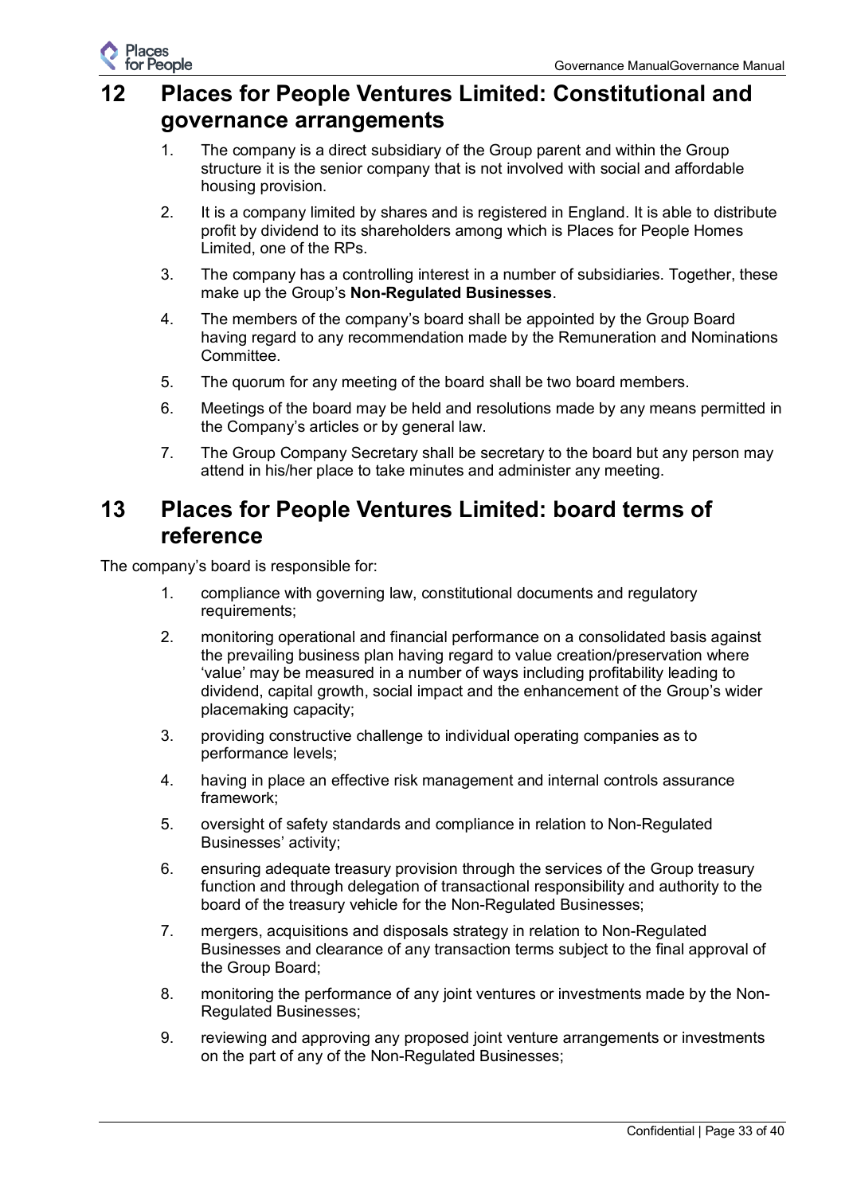# 12 Places for People Ventures Limited: Constitutional and governance arrangements

1. The company is a direct subsidiary of the Group parent and within the Group structure it is the senior company that is not involved with social and affordable housing provision.
2. It is a company limited by shares and is registered in England. It is able to distribute profit by dividend to its shareholders among which is Places for People Homes Limited, one of the RPs.
3. The company has a controlling interest in a number of subsidiaries. Together, these make up the Group's **Non-Regulated Businesses**.
4. The members of the company's board shall be appointed by the Group Board having regard to any recommendation made by the Remuneration and Nominations Committee.
5. The quorum for any meeting of the board shall be two board members.
6. Meetings of the board may be held and resolutions made by any means permitted in the Company's articles or by general law.
7. The Group Company Secretary shall be secretary to the board but any person may attend in his/her place to take minutes and administer any meeting.

# 13 Places for People Ventures Limited: board terms of reference

The company's board is responsible for:

1. compliance with governing law, constitutional documents and regulatory requirements;
2. monitoring operational and financial performance on a consolidated basis against the prevailing business plan having regard to value creation/preservation where 'value' may be measured in a number of ways including profitability leading to dividend, capital growth, social impact and the enhancement of the Group's wider placemaking capacity;
3. providing constructive challenge to individual operating companies as to performance levels;
4. having in place an effective risk management and internal controls assurance framework;
5. oversight of safety standards and compliance in relation to Non-Regulated Businesses' activity;
6. ensuring adequate treasury provision through the services of the Group treasury function and through delegation of transactional responsibility and authority to the board of the treasury vehicle for the Non-Regulated Businesses;
7. mergers, acquisitions and disposals strategy in relation to Non-Regulated Businesses and clearance of any transaction terms subject to the final approval of the Group Board;
8. monitoring the performance of any joint ventures or investments made by the Non-Regulated Businesses;
9. reviewing and approving any proposed joint venture arrangements or investments on the part of any of the Non-Regulated Businesses;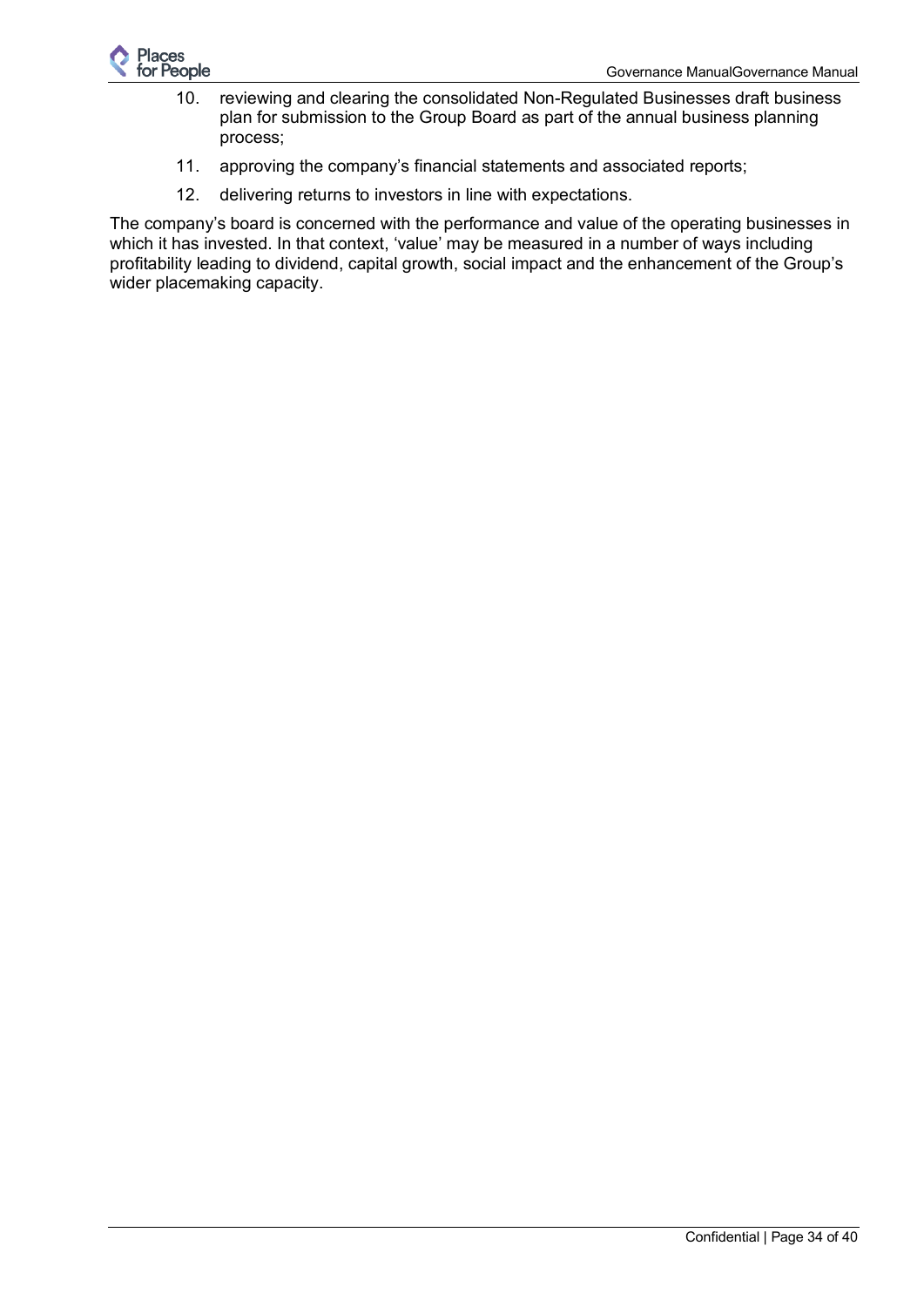10. reviewing and clearing the consolidated Non-Regulated Businesses draft business plan for submission to the Group Board as part of the annual business planning process;
11. approving the company's financial statements and associated reports;
12. delivering returns to investors in line with expectations.

The company's board is concerned with the performance and value of the operating businesses in which it has invested. In that context, 'value' may be measured in a number of ways including profitability leading to dividend, capital growth, social impact and the enhancement of the Group's wider placemaking capacity.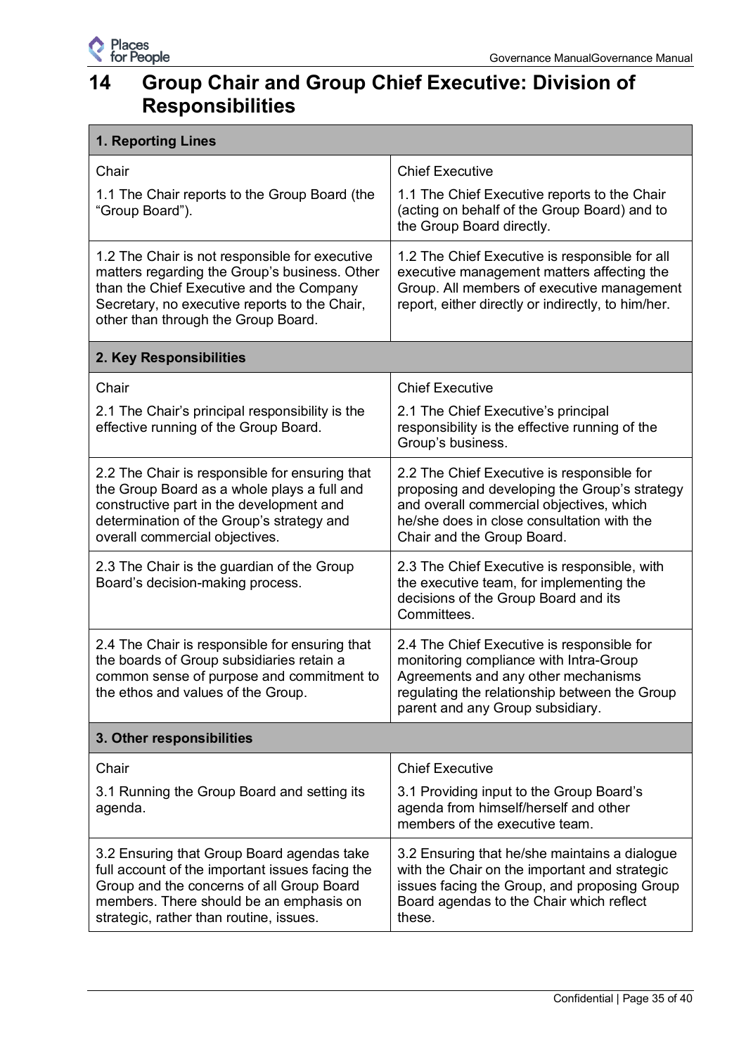# 14 Group Chair and Group Chief Executive: Division of Responsibilities

| **1. Reporting Lines** | |
|---|---|
| Chair<br><br>1.1 The Chair reports to the Group Board (the "Group Board"). | Chief Executive<br><br>1.1 The Chief Executive reports to the Chair (acting on behalf of the Group Board) and to the Group Board directly. |
| 1.2 The Chair is not responsible for executive matters regarding the Group's business. Other than the Chief Executive and the Company Secretary, no executive reports to the Chair, other than through the Group Board. | 1.2 The Chief Executive is responsible for all executive management matters affecting the Group. All members of executive management report, either directly or indirectly, to him/her. |
| **2. Key Responsibilities** | |
| Chair<br><br>2.1 The Chair's principal responsibility is the effective running of the Group Board. | Chief Executive<br><br>2.1 The Chief Executive's principal responsibility is the effective running of the Group's business. |
| 2.2 The Chair is responsible for ensuring that the Group Board as a whole plays a full and constructive part in the development and determination of the Group's strategy and overall commercial objectives. | 2.2 The Chief Executive is responsible for proposing and developing the Group's strategy and overall commercial objectives, which he/she does in close consultation with the Chair and the Group Board. |
| 2.3 The Chair is the guardian of the Group Board's decision-making process. | 2.3 The Chief Executive is responsible, with the executive team, for implementing the decisions of the Group Board and its Committees. |
| 2.4 The Chair is responsible for ensuring that the boards of Group subsidiaries retain a common sense of purpose and commitment to the ethos and values of the Group. | 2.4 The Chief Executive is responsible for monitoring compliance with Intra-Group Agreements and any other mechanisms regulating the relationship between the Group parent and any Group subsidiary. |
| **3. Other responsibilities** | |
| Chair<br><br>3.1 Running the Group Board and setting its agenda. | Chief Executive<br><br>3.1 Providing input to the Group Board's agenda from himself/herself and other members of the executive team. |
| 3.2 Ensuring that Group Board agendas take full account of the important issues facing the Group and the concerns of all Group Board members. There should be an emphasis on strategic, rather than routine, issues. | 3.2 Ensuring that he/she maintains a dialogue with the Chair on the important and strategic issues facing the Group, and proposing Group Board agendas to the Chair which reflect these. |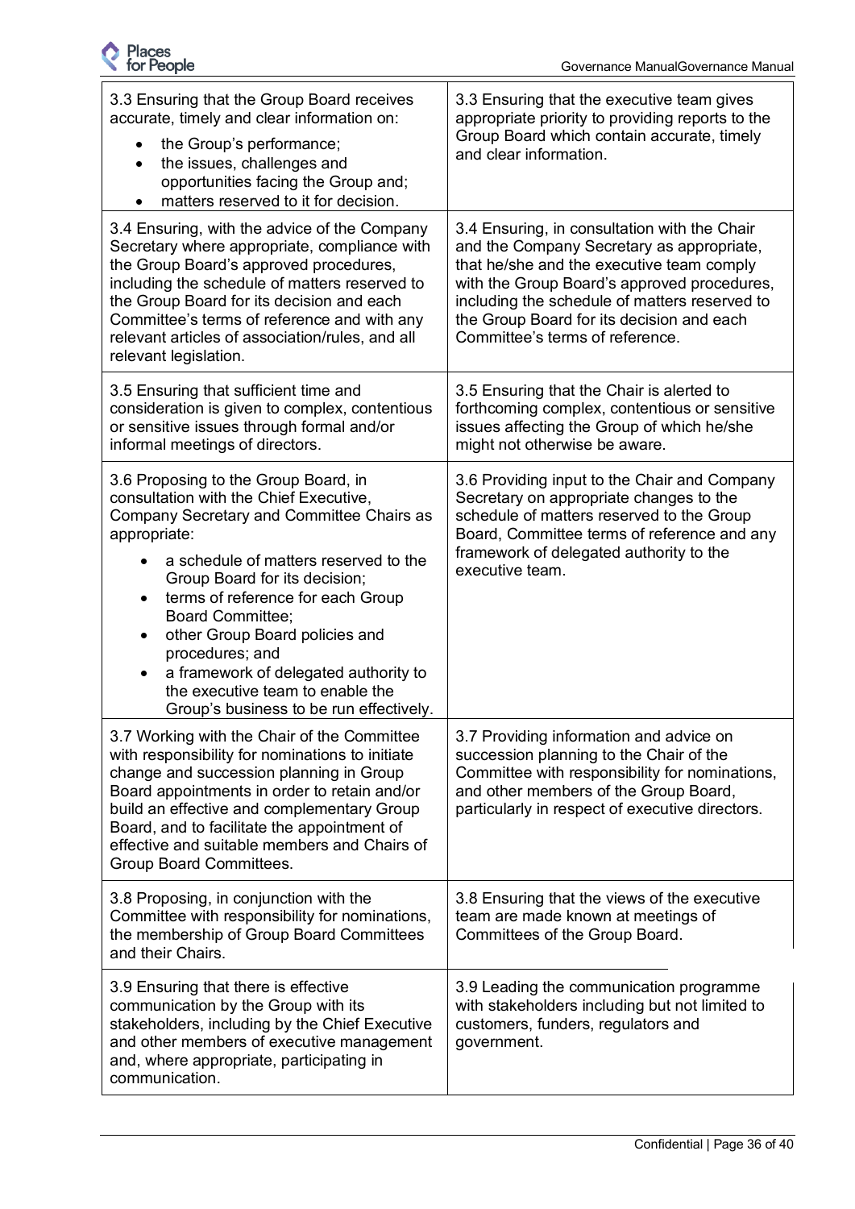| | |
|---|---|
| 3.3 Ensuring that the Group Board receives accurate, timely and clear information on:<br>• the Group's performance;<br>• the issues, challenges and opportunities facing the Group and;<br>• matters reserved to it for decision. | 3.3 Ensuring that the executive team gives appropriate priority to providing reports to the Group Board which contain accurate, timely and clear information. |
| 3.4 Ensuring, with the advice of the Company Secretary where appropriate, compliance with the Group Board's approved procedures, including the schedule of matters reserved to the Group Board for its decision and each Committee's terms of reference and with any relevant articles of association/rules, and all relevant legislation. | 3.4 Ensuring, in consultation with the Chair and the Company Secretary as appropriate, that he/she and the executive team comply with the Group Board's approved procedures, including the schedule of matters reserved to the Group Board for its decision and each Committee's terms of reference. |
| 3.5 Ensuring that sufficient time and consideration is given to complex, contentious or sensitive issues through formal and/or informal meetings of directors. | 3.5 Ensuring that the Chair is alerted to forthcoming complex, contentious or sensitive issues affecting the Group of which he/she might not otherwise be aware. |
| 3.6 Proposing to the Group Board, in consultation with the Chief Executive, Company Secretary and Committee Chairs as appropriate:<br>• a schedule of matters reserved to the Group Board for its decision;<br>• terms of reference for each Group Board Committee;<br>• other Group Board policies and procedures; and<br>• a framework of delegated authority to the executive team to enable the Group's business to be run effectively. | 3.6 Providing input to the Chair and Company Secretary on appropriate changes to the schedule of matters reserved to the Group Board, Committee terms of reference and any framework of delegated authority to the executive team. |
| 3.7 Working with the Chair of the Committee with responsibility for nominations to initiate change and succession planning in Group Board appointments in order to retain and/or build an effective and complementary Group Board, and to facilitate the appointment of effective and suitable members and Chairs of Group Board Committees. | 3.7 Providing information and advice on succession planning to the Chair of the Committee with responsibility for nominations, and other members of the Group Board, particularly in respect of executive directors. |
| 3.8 Proposing, in conjunction with the Committee with responsibility for nominations, the membership of Group Board Committees and their Chairs. | 3.8 Ensuring that the views of the executive team are made known at meetings of Committees of the Group Board. |
| 3.9 Ensuring that there is effective communication by the Group with its stakeholders, including by the Chief Executive and other members of executive management and, where appropriate, participating in communication. | 3.9 Leading the communication programme with stakeholders including but not limited to customers, funders, regulators and government. |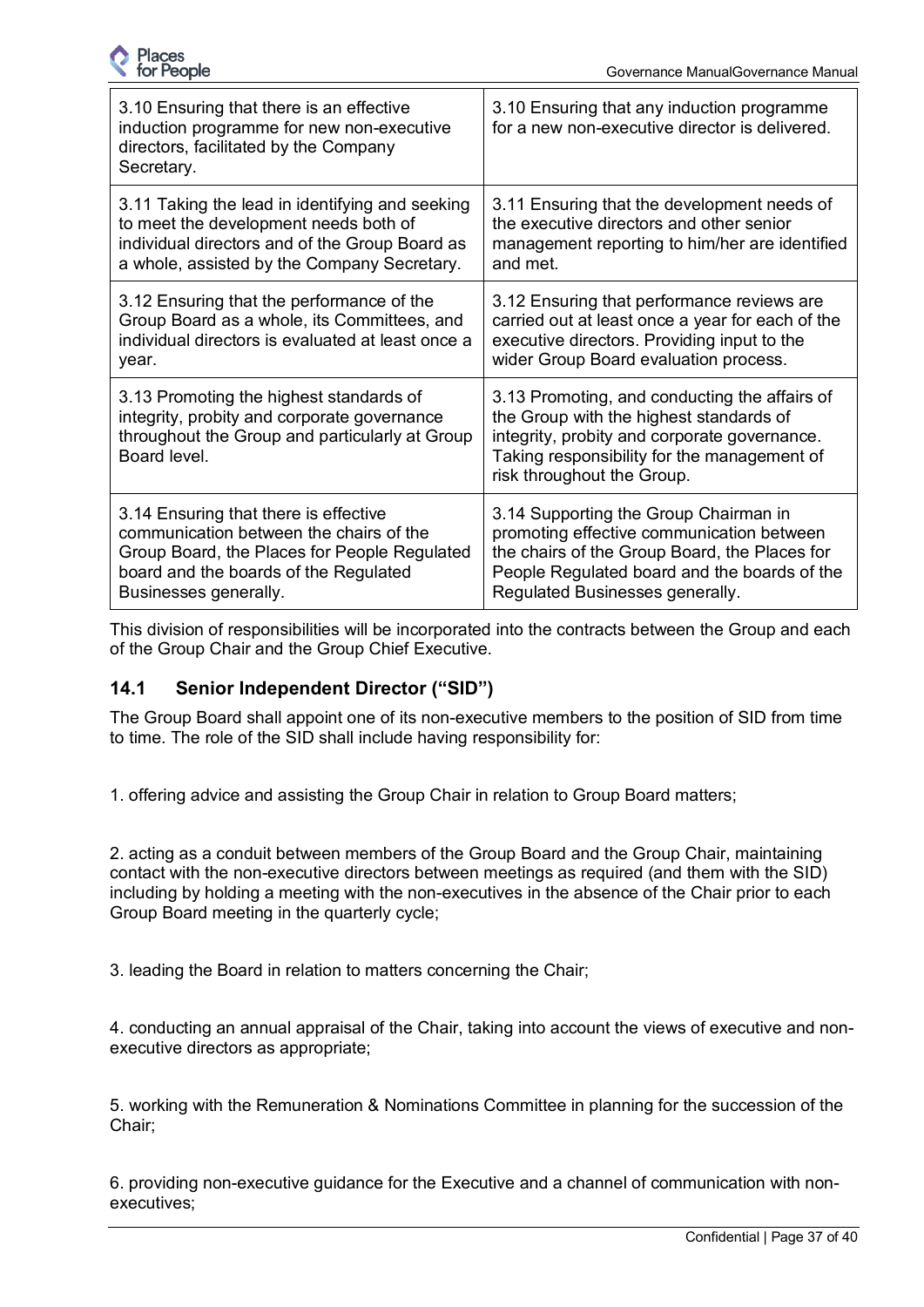| | |
|---|---|
| 3.10 Ensuring that there is an effective induction programme for new non-executive directors, facilitated by the Company Secretary. | 3.10 Ensuring that any induction programme for a new non-executive director is delivered. |
| 3.11 Taking the lead in identifying and seeking to meet the development needs both of individual directors and of the Group Board as a whole, assisted by the Company Secretary. | 3.11 Ensuring that the development needs of the executive directors and other senior management reporting to him/her are identified and met. |
| 3.12 Ensuring that the performance of the Group Board as a whole, its Committees, and individual directors is evaluated at least once a year. | 3.12 Ensuring that performance reviews are carried out at least once a year for each of the executive directors. Providing input to the wider Group Board evaluation process. |
| 3.13 Promoting the highest standards of integrity, probity and corporate governance throughout the Group and particularly at Group Board level. | 3.13 Promoting, and conducting the affairs of the Group with the highest standards of integrity, probity and corporate governance. Taking responsibility for the management of risk throughout the Group. |
| 3.14 Ensuring that there is effective communication between the chairs of the Group Board, the Places for People Regulated board and the boards of the Regulated Businesses generally. | 3.14 Supporting the Group Chairman in promoting effective communication between the chairs of the Group Board, the Places for People Regulated board and the boards of the Regulated Businesses generally. |

This division of responsibilities will be incorporated into the contracts between the Group and each of the Group Chair and the Group Chief Executive.

## 14.1 Senior Independent Director ("SID")

The Group Board shall appoint one of its non-executive members to the position of SID from time to time. The role of the SID shall include having responsibility for:

1. offering advice and assisting the Group Chair in relation to Group Board matters;

2. acting as a conduit between members of the Group Board and the Group Chair, maintaining contact with the non-executive directors between meetings as required (and them with the SID) including by holding a meeting with the non-executives in the absence of the Chair prior to each Group Board meeting in the quarterly cycle;

3. leading the Board in relation to matters concerning the Chair;

4. conducting an annual appraisal of the Chair, taking into account the views of executive and non-executive directors as appropriate;

5. working with the Remuneration & Nominations Committee in planning for the succession of the Chair;

6. providing non-executive guidance for the Executive and a channel of communication with non-executives;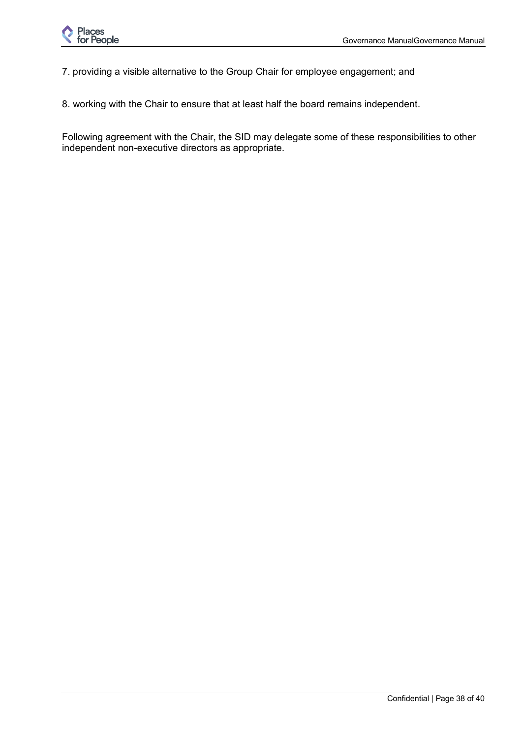7. providing a visible alternative to the Group Chair for employee engagement; and

8. working with the Chair to ensure that at least half the board remains independent.

Following agreement with the Chair, the SID may delegate some of these responsibilities to other independent non-executive directors as appropriate.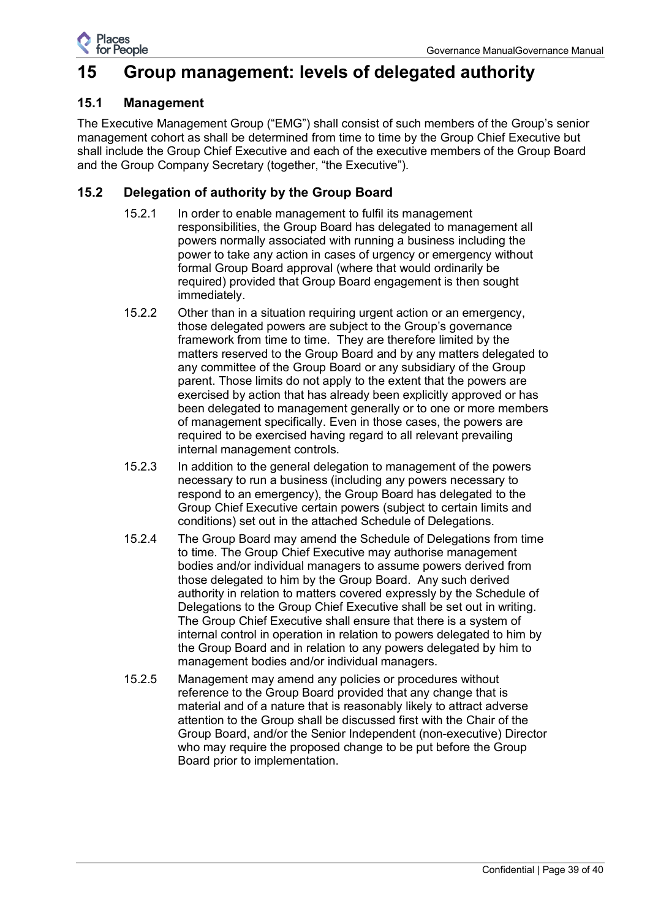# 15 Group management: levels of delegated authority

## 15.1 Management

The Executive Management Group ("EMG") shall consist of such members of the Group's senior management cohort as shall be determined from time to time by the Group Chief Executive but shall include the Group Chief Executive and each of the executive members of the Group Board and the Group Company Secretary (together, "the Executive").

## 15.2 Delegation of authority by the Group Board

15.2.1 In order to enable management to fulfil its management responsibilities, the Group Board has delegated to management all powers normally associated with running a business including the power to take any action in cases of urgency or emergency without formal Group Board approval (where that would ordinarily be required) provided that Group Board engagement is then sought immediately.

15.2.2 Other than in a situation requiring urgent action or an emergency, those delegated powers are subject to the Group's governance framework from time to time. They are therefore limited by the matters reserved to the Group Board and by any matters delegated to any committee of the Group Board or any subsidiary of the Group parent. Those limits do not apply to the extent that the powers are exercised by action that has already been explicitly approved or has been delegated to management generally or to one or more members of management specifically. Even in those cases, the powers are required to be exercised having regard to all relevant prevailing internal management controls.

15.2.3 In addition to the general delegation to management of the powers necessary to run a business (including any powers necessary to respond to an emergency), the Group Board has delegated to the Group Chief Executive certain powers (subject to certain limits and conditions) set out in the attached Schedule of Delegations.

15.2.4 The Group Board may amend the Schedule of Delegations from time to time. The Group Chief Executive may authorise management bodies and/or individual managers to assume powers derived from those delegated to him by the Group Board. Any such derived authority in relation to matters covered expressly by the Schedule of Delegations to the Group Chief Executive shall be set out in writing. The Group Chief Executive shall ensure that there is a system of internal control in operation in relation to powers delegated to him by the Group Board and in relation to any powers delegated by him to management bodies and/or individual managers.

15.2.5 Management may amend any policies or procedures without reference to the Group Board provided that any change that is material and of a nature that is reasonably likely to attract adverse attention to the Group shall be discussed first with the Chair of the Group Board, and/or the Senior Independent (non-executive) Director who may require the proposed change to be put before the Group Board prior to implementation.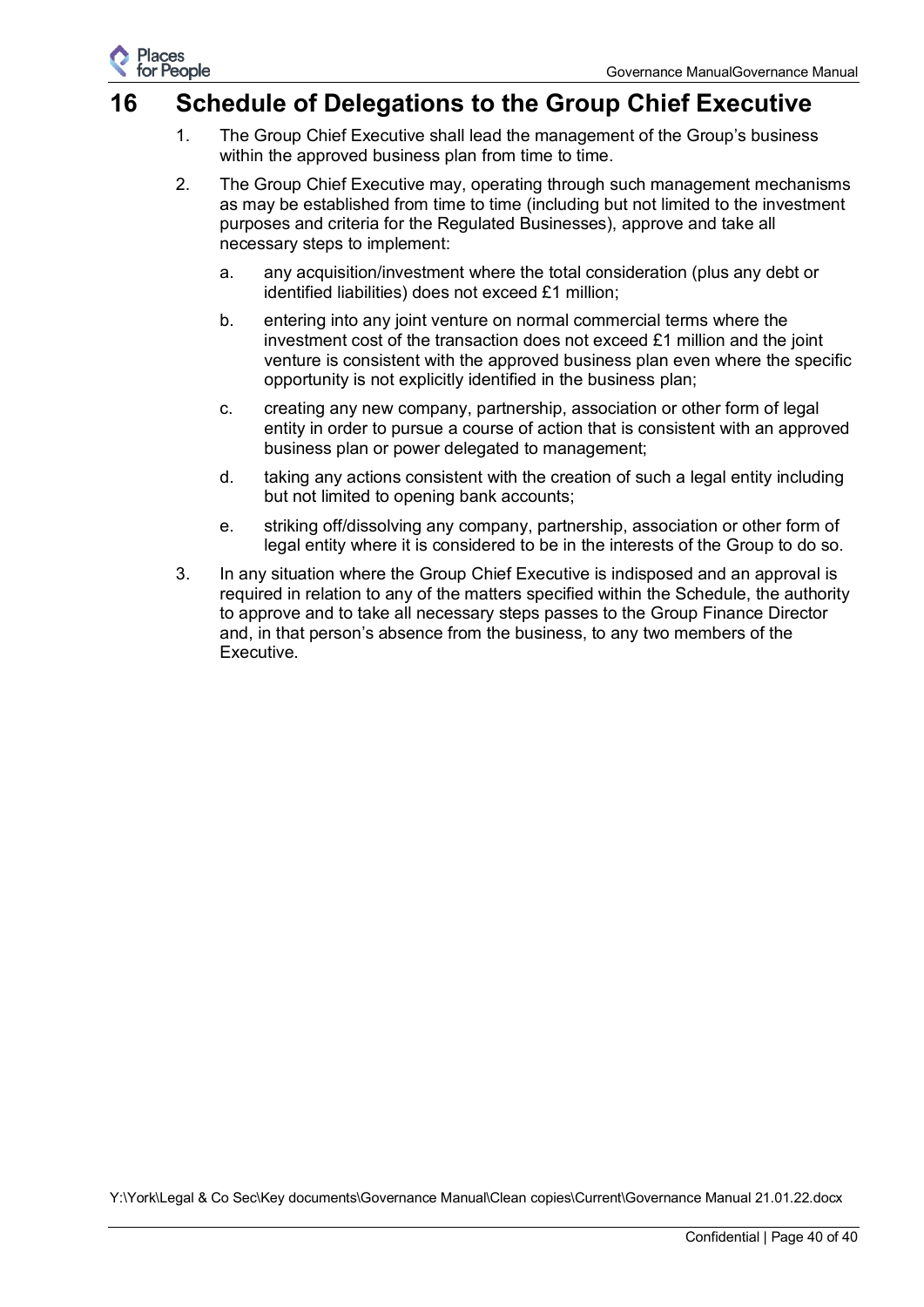# 16 Schedule of Delegations to the Group Chief Executive

1. The Group Chief Executive shall lead the management of the Group's business within the approved business plan from time to time.

2. The Group Chief Executive may, operating through such management mechanisms as may be established from time to time (including but not limited to the investment purposes and criteria for the Regulated Businesses), approve and take all necessary steps to implement:

   a. any acquisition/investment where the total consideration (plus any debt or identified liabilities) does not exceed £1 million;

   b. entering into any joint venture on normal commercial terms where the investment cost of the transaction does not exceed £1 million and the joint venture is consistent with the approved business plan even where the specific opportunity is not explicitly identified in the business plan;

   c. creating any new company, partnership, association or other form of legal entity in order to pursue a course of action that is consistent with an approved business plan or power delegated to management;

   d. taking any actions consistent with the creation of such a legal entity including but not limited to opening bank accounts;

   e. striking off/dissolving any company, partnership, association or other form of legal entity where it is considered to be in the interests of the Group to do so.

3. In any situation where the Group Chief Executive is indisposed and an approval is required in relation to any of the matters specified within the Schedule, the authority to approve and to take all necessary steps passes to the Group Finance Director and, in that person's absence from the business, to any two members of the Executive.